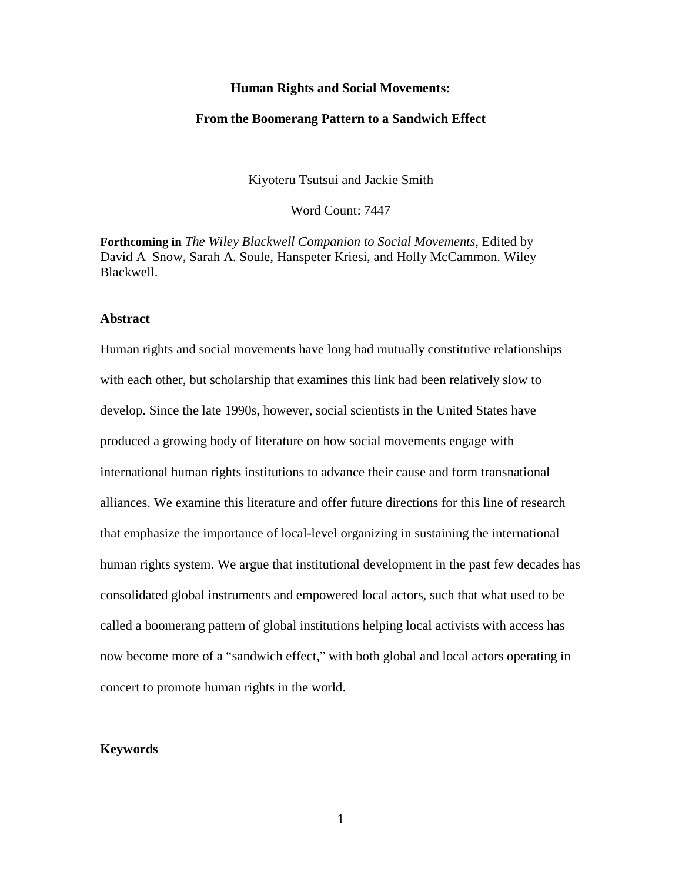# Human Rights and Social Movements:

## From the Boomerang Pattern to a Sandwich Effect

Kiyoteru Tsutsui and Jackie Smith

Word Count: 7447

**Forthcoming in** *The Wiley Blackwell Companion to Social Movements*, Edited by David A Snow, Sarah A. Soule, Hanspeter Kriesi, and Holly McCammon. Wiley Blackwell.

### Abstract

Human rights and social movements have long had mutually constitutive relationships with each other, but scholarship that examines this link had been relatively slow to develop. Since the late 1990s, however, social scientists in the United States have produced a growing body of literature on how social movements engage with international human rights institutions to advance their cause and form transnational alliances. We examine this literature and offer future directions for this line of research that emphasize the importance of local-level organizing in sustaining the international human rights system. We argue that institutional development in the past few decades has consolidated global instruments and empowered local actors, such that what used to be called a boomerang pattern of global institutions helping local activists with access has now become more of a "sandwich effect," with both global and local actors operating in concert to promote human rights in the world.

### Keywords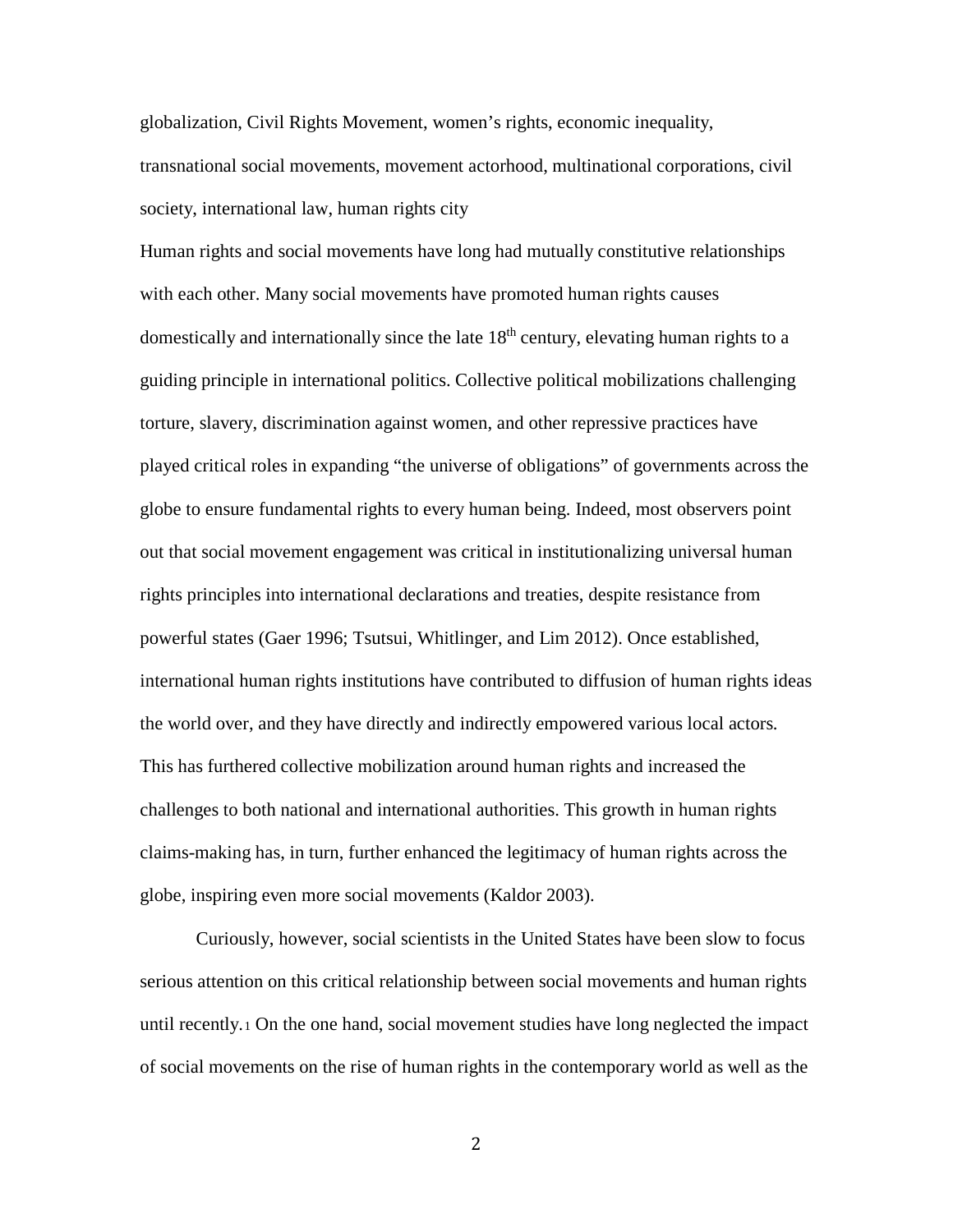globalization, Civil Rights Movement, women's rights, economic inequality, transnational social movements, movement actorhood, multinational corporations, civil society, international law, human rights city

Human rights and social movements have long had mutually constitutive relationships with each other. Many social movements have promoted human rights causes domestically and internationally since the late 18th century, elevating human rights to a guiding principle in international politics. Collective political mobilizations challenging torture, slavery, discrimination against women, and other repressive practices have played critical roles in expanding "the universe of obligations" of governments across the globe to ensure fundamental rights to every human being. Indeed, most observers point out that social movement engagement was critical in institutionalizing universal human rights principles into international declarations and treaties, despite resistance from powerful states (Gaer 1996; Tsutsui, Whitlinger, and Lim 2012). Once established, international human rights institutions have contributed to diffusion of human rights ideas the world over, and they have directly and indirectly empowered various local actors. This has furthered collective mobilization around human rights and increased the challenges to both national and international authorities. This growth in human rights claims-making has, in turn, further enhanced the legitimacy of human rights across the globe, inspiring even more social movements (Kaldor 2003).

Curiously, however, social scientists in the United States have been slow to focus serious attention on this critical relationship between social movements and human rights until recently.[1] On the one hand, social movement studies have long neglected the impact of social movements on the rise of human rights in the contemporary world as well as the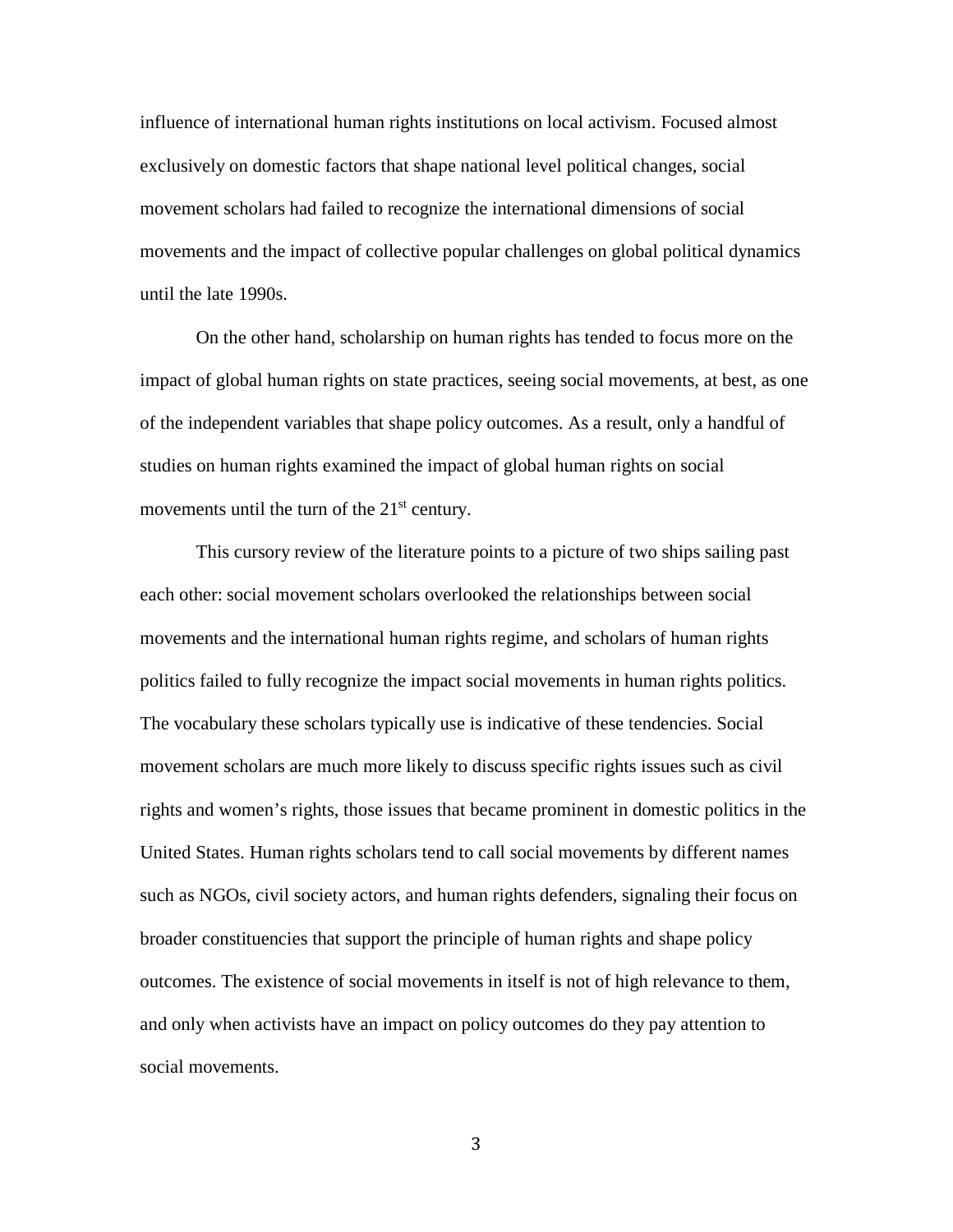influence of international human rights institutions on local activism. Focused almost exclusively on domestic factors that shape national level political changes, social movement scholars had failed to recognize the international dimensions of social movements and the impact of collective popular challenges on global political dynamics until the late 1990s.

On the other hand, scholarship on human rights has tended to focus more on the impact of global human rights on state practices, seeing social movements, at best, as one of the independent variables that shape policy outcomes. As a result, only a handful of studies on human rights examined the impact of global human rights on social movements until the turn of the 21st century.

This cursory review of the literature points to a picture of two ships sailing past each other: social movement scholars overlooked the relationships between social movements and the international human rights regime, and scholars of human rights politics failed to fully recognize the impact social movements in human rights politics. The vocabulary these scholars typically use is indicative of these tendencies. Social movement scholars are much more likely to discuss specific rights issues such as civil rights and women's rights, those issues that became prominent in domestic politics in the United States. Human rights scholars tend to call social movements by different names such as NGOs, civil society actors, and human rights defenders, signaling their focus on broader constituencies that support the principle of human rights and shape policy outcomes. The existence of social movements in itself is not of high relevance to them, and only when activists have an impact on policy outcomes do they pay attention to social movements.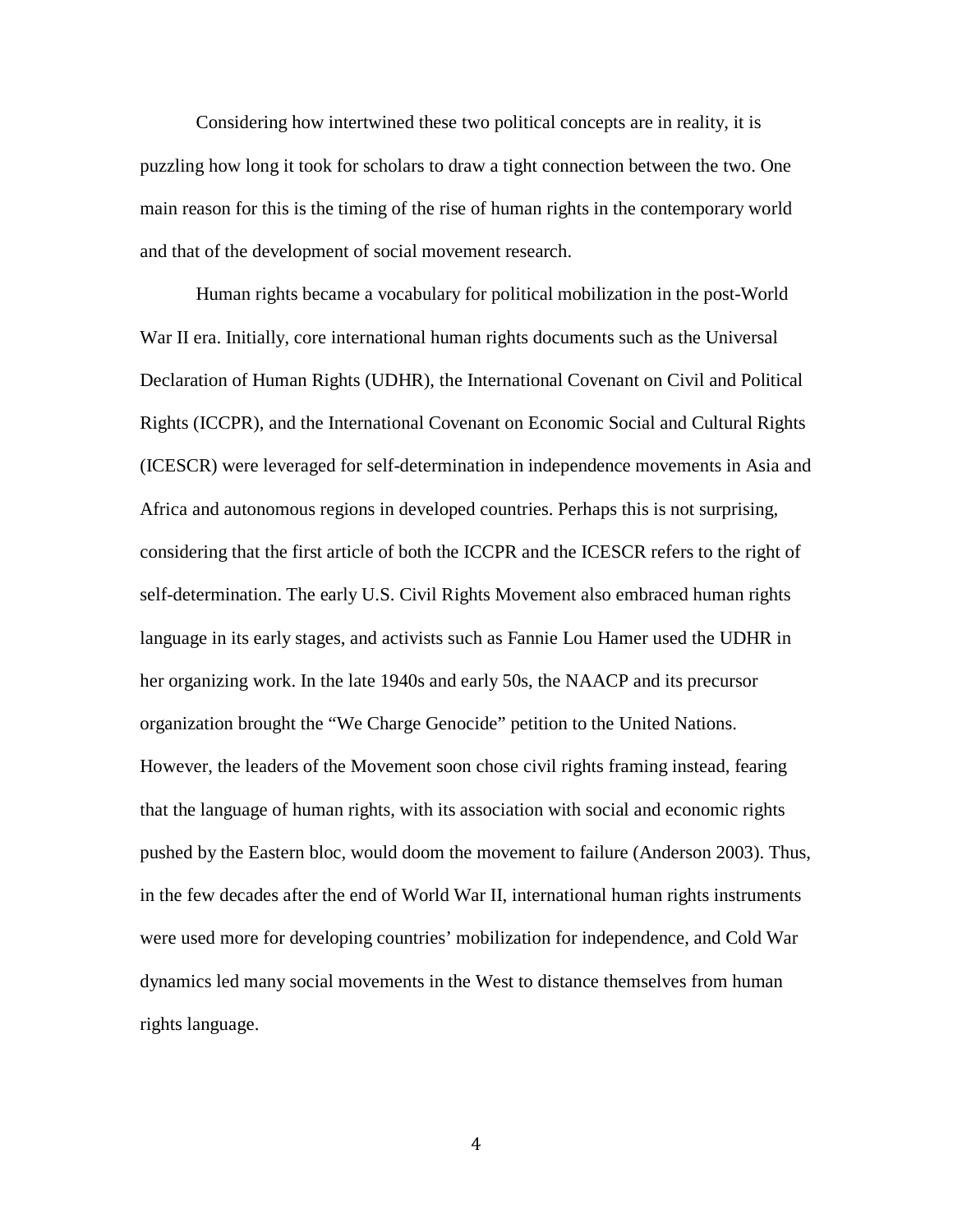Considering how intertwined these two political concepts are in reality, it is puzzling how long it took for scholars to draw a tight connection between the two. One main reason for this is the timing of the rise of human rights in the contemporary world and that of the development of social movement research.

Human rights became a vocabulary for political mobilization in the post-World War II era. Initially, core international human rights documents such as the Universal Declaration of Human Rights (UDHR), the International Covenant on Civil and Political Rights (ICCPR), and the International Covenant on Economic Social and Cultural Rights (ICESCR) were leveraged for self-determination in independence movements in Asia and Africa and autonomous regions in developed countries. Perhaps this is not surprising, considering that the first article of both the ICCPR and the ICESCR refers to the right of self-determination. The early U.S. Civil Rights Movement also embraced human rights language in its early stages, and activists such as Fannie Lou Hamer used the UDHR in her organizing work. In the late 1940s and early 50s, the NAACP and its precursor organization brought the "We Charge Genocide" petition to the United Nations. However, the leaders of the Movement soon chose civil rights framing instead, fearing that the language of human rights, with its association with social and economic rights pushed by the Eastern bloc, would doom the movement to failure (Anderson 2003). Thus, in the few decades after the end of World War II, international human rights instruments were used more for developing countries' mobilization for independence, and Cold War dynamics led many social movements in the West to distance themselves from human rights language.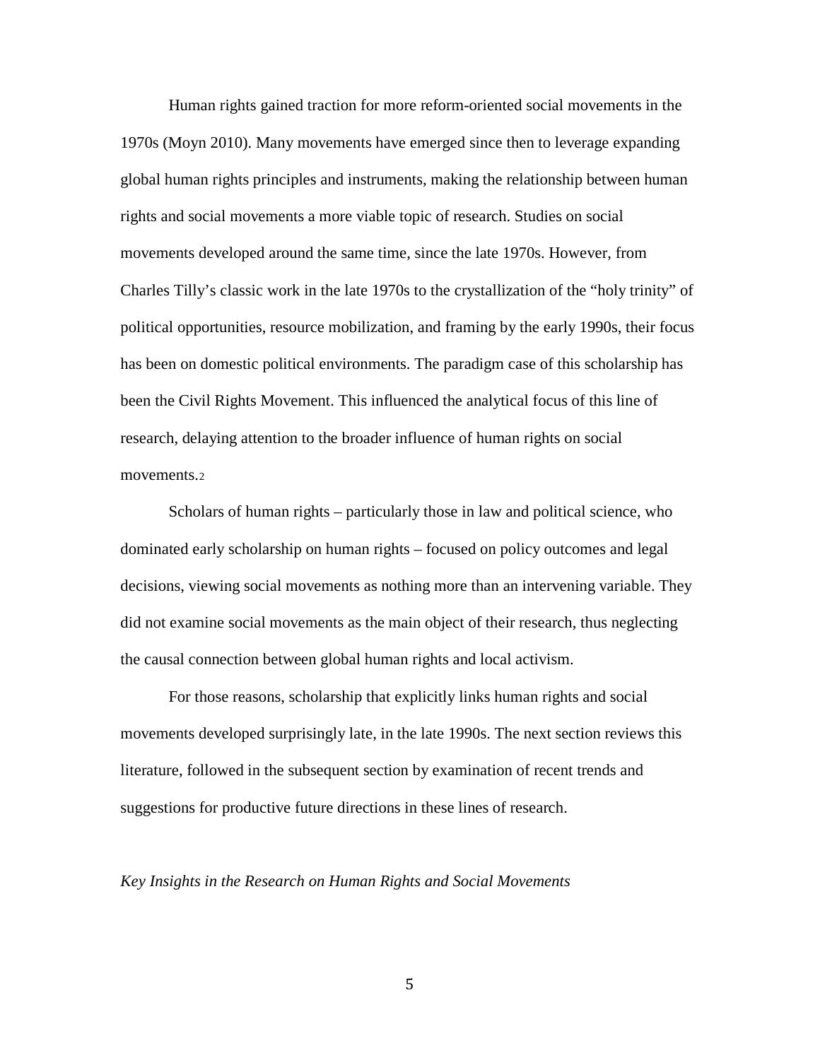Human rights gained traction for more reform-oriented social movements in the 1970s (Moyn 2010). Many movements have emerged since then to leverage expanding global human rights principles and instruments, making the relationship between human rights and social movements a more viable topic of research. Studies on social movements developed around the same time, since the late 1970s. However, from Charles Tilly's classic work in the late 1970s to the crystallization of the "holy trinity" of political opportunities, resource mobilization, and framing by the early 1990s, their focus has been on domestic political environments. The paradigm case of this scholarship has been the Civil Rights Movement. This influenced the analytical focus of this line of research, delaying attention to the broader influence of human rights on social movements.[2]

Scholars of human rights – particularly those in law and political science, who dominated early scholarship on human rights – focused on policy outcomes and legal decisions, viewing social movements as nothing more than an intervening variable. They did not examine social movements as the main object of their research, thus neglecting the causal connection between global human rights and local activism.

For those reasons, scholarship that explicitly links human rights and social movements developed surprisingly late, in the late 1990s. The next section reviews this literature, followed in the subsequent section by examination of recent trends and suggestions for productive future directions in these lines of research.

*Key Insights in the Research on Human Rights and Social Movements*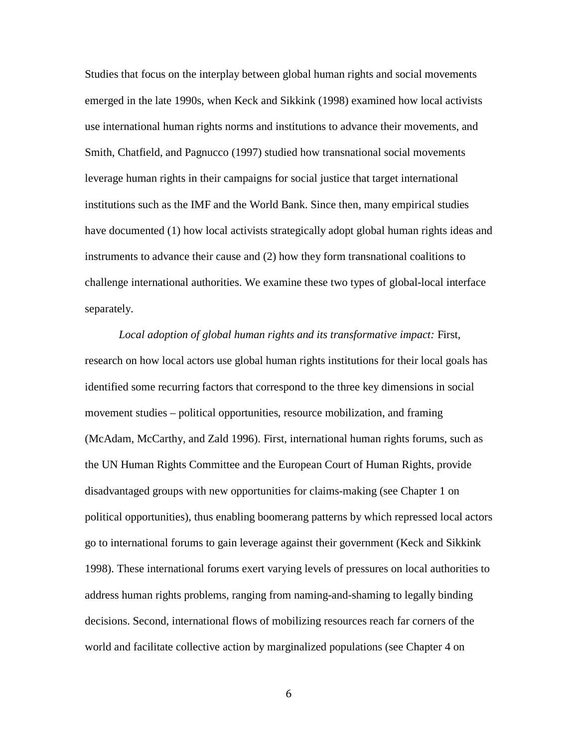Studies that focus on the interplay between global human rights and social movements emerged in the late 1990s, when Keck and Sikkink (1998) examined how local activists use international human rights norms and institutions to advance their movements, and Smith, Chatfield, and Pagnucco (1997) studied how transnational social movements leverage human rights in their campaigns for social justice that target international institutions such as the IMF and the World Bank. Since then, many empirical studies have documented (1) how local activists strategically adopt global human rights ideas and instruments to advance their cause and (2) how they form transnational coalitions to challenge international authorities. We examine these two types of global-local interface separately.

*Local adoption of global human rights and its transformative impact:* First, research on how local actors use global human rights institutions for their local goals has identified some recurring factors that correspond to the three key dimensions in social movement studies – political opportunities, resource mobilization, and framing (McAdam, McCarthy, and Zald 1996). First, international human rights forums, such as the UN Human Rights Committee and the European Court of Human Rights, provide disadvantaged groups with new opportunities for claims-making (see Chapter 1 on political opportunities), thus enabling boomerang patterns by which repressed local actors go to international forums to gain leverage against their government (Keck and Sikkink 1998). These international forums exert varying levels of pressures on local authorities to address human rights problems, ranging from naming-and-shaming to legally binding decisions. Second, international flows of mobilizing resources reach far corners of the world and facilitate collective action by marginalized populations (see Chapter 4 on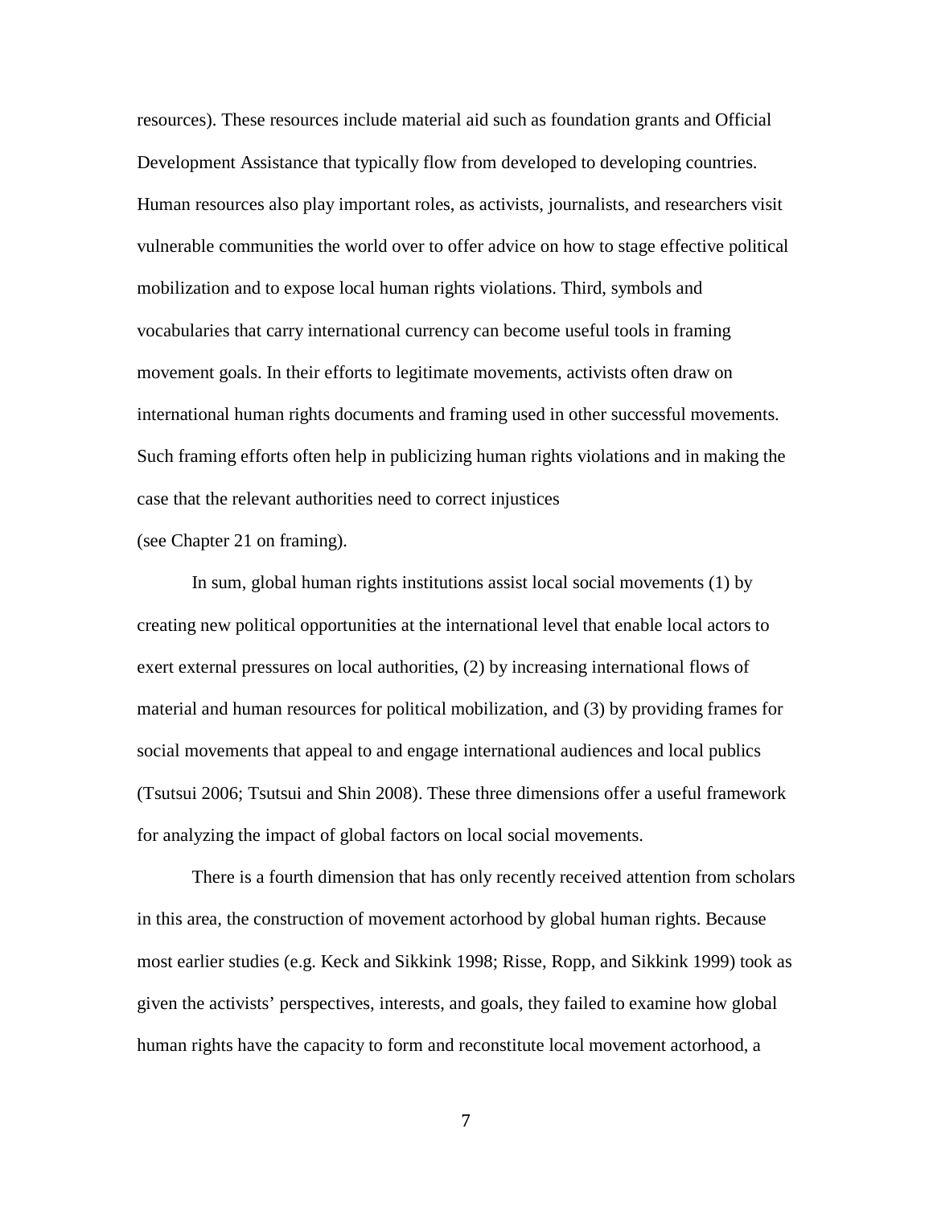resources). These resources include material aid such as foundation grants and Official Development Assistance that typically flow from developed to developing countries. Human resources also play important roles, as activists, journalists, and researchers visit vulnerable communities the world over to offer advice on how to stage effective political mobilization and to expose local human rights violations. Third, symbols and vocabularies that carry international currency can become useful tools in framing movement goals. In their efforts to legitimate movements, activists often draw on international human rights documents and framing used in other successful movements. Such framing efforts often help in publicizing human rights violations and in making the case that the relevant authorities need to correct injustices (see Chapter 21 on framing).

In sum, global human rights institutions assist local social movements (1) by creating new political opportunities at the international level that enable local actors to exert external pressures on local authorities, (2) by increasing international flows of material and human resources for political mobilization, and (3) by providing frames for social movements that appeal to and engage international audiences and local publics (Tsutsui 2006; Tsutsui and Shin 2008). These three dimensions offer a useful framework for analyzing the impact of global factors on local social movements.

There is a fourth dimension that has only recently received attention from scholars in this area, the construction of movement actorhood by global human rights. Because most earlier studies (e.g. Keck and Sikkink 1998; Risse, Ropp, and Sikkink 1999) took as given the activists' perspectives, interests, and goals, they failed to examine how global human rights have the capacity to form and reconstitute local movement actorhood, a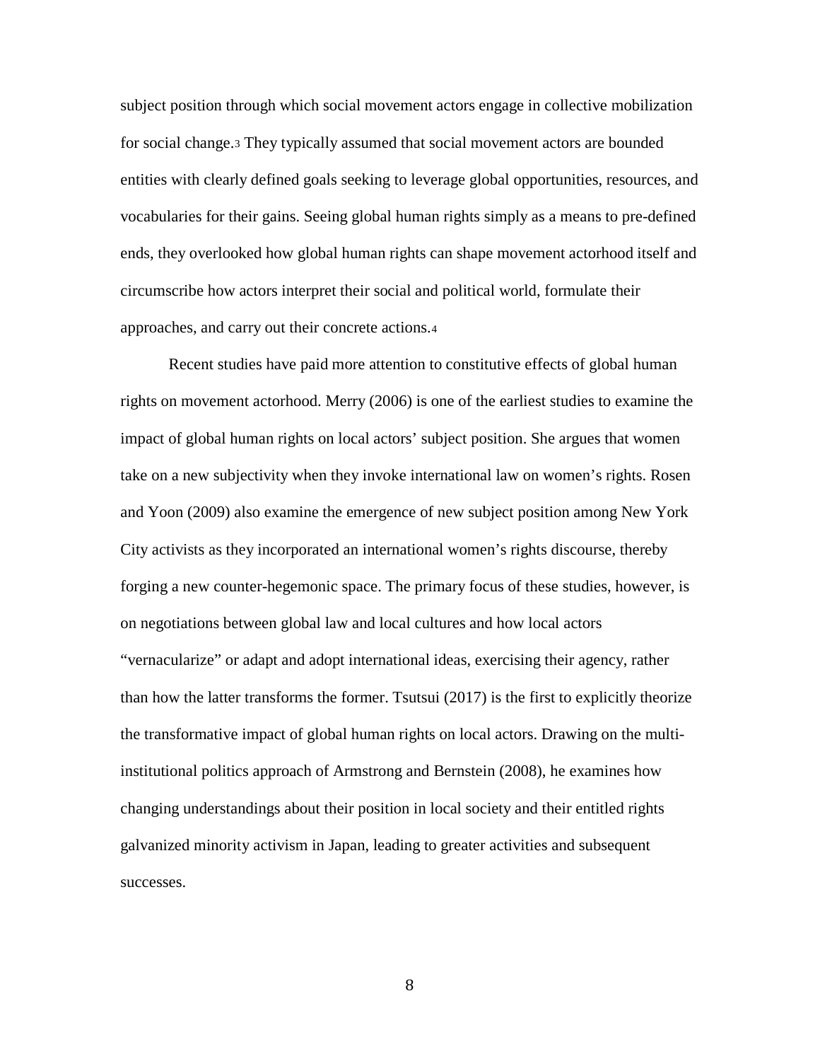subject position through which social movement actors engage in collective mobilization for social change.[3] They typically assumed that social movement actors are bounded entities with clearly defined goals seeking to leverage global opportunities, resources, and vocabularies for their gains. Seeing global human rights simply as a means to pre-defined ends, they overlooked how global human rights can shape movement actorhood itself and circumscribe how actors interpret their social and political world, formulate their approaches, and carry out their concrete actions.[4]

Recent studies have paid more attention to constitutive effects of global human rights on movement actorhood. Merry (2006) is one of the earliest studies to examine the impact of global human rights on local actors' subject position. She argues that women take on a new subjectivity when they invoke international law on women's rights. Rosen and Yoon (2009) also examine the emergence of new subject position among New York City activists as they incorporated an international women's rights discourse, thereby forging a new counter-hegemonic space. The primary focus of these studies, however, is on negotiations between global law and local cultures and how local actors "vernacularize" or adapt and adopt international ideas, exercising their agency, rather than how the latter transforms the former. Tsutsui (2017) is the first to explicitly theorize the transformative impact of global human rights on local actors. Drawing on the multi-institutional politics approach of Armstrong and Bernstein (2008), he examines how changing understandings about their position in local society and their entitled rights galvanized minority activism in Japan, leading to greater activities and subsequent successes.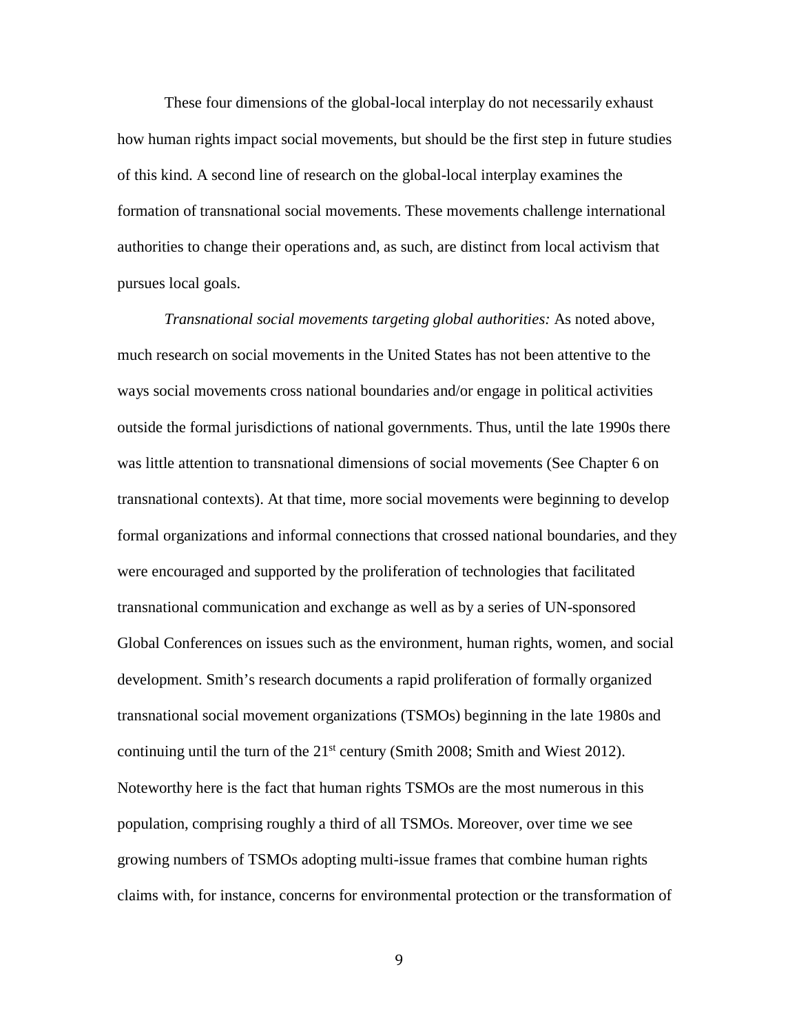These four dimensions of the global-local interplay do not necessarily exhaust how human rights impact social movements, but should be the first step in future studies of this kind. A second line of research on the global-local interplay examines the formation of transnational social movements. These movements challenge international authorities to change their operations and, as such, are distinct from local activism that pursues local goals.

*Transnational social movements targeting global authorities:* As noted above, much research on social movements in the United States has not been attentive to the ways social movements cross national boundaries and/or engage in political activities outside the formal jurisdictions of national governments. Thus, until the late 1990s there was little attention to transnational dimensions of social movements (See Chapter 6 on transnational contexts). At that time, more social movements were beginning to develop formal organizations and informal connections that crossed national boundaries, and they were encouraged and supported by the proliferation of technologies that facilitated transnational communication and exchange as well as by a series of UN-sponsored Global Conferences on issues such as the environment, human rights, women, and social development. Smith's research documents a rapid proliferation of formally organized transnational social movement organizations (TSMOs) beginning in the late 1980s and continuing until the turn of the 21st century (Smith 2008; Smith and Wiest 2012). Noteworthy here is the fact that human rights TSMOs are the most numerous in this population, comprising roughly a third of all TSMOs. Moreover, over time we see growing numbers of TSMOs adopting multi-issue frames that combine human rights claims with, for instance, concerns for environmental protection or the transformation of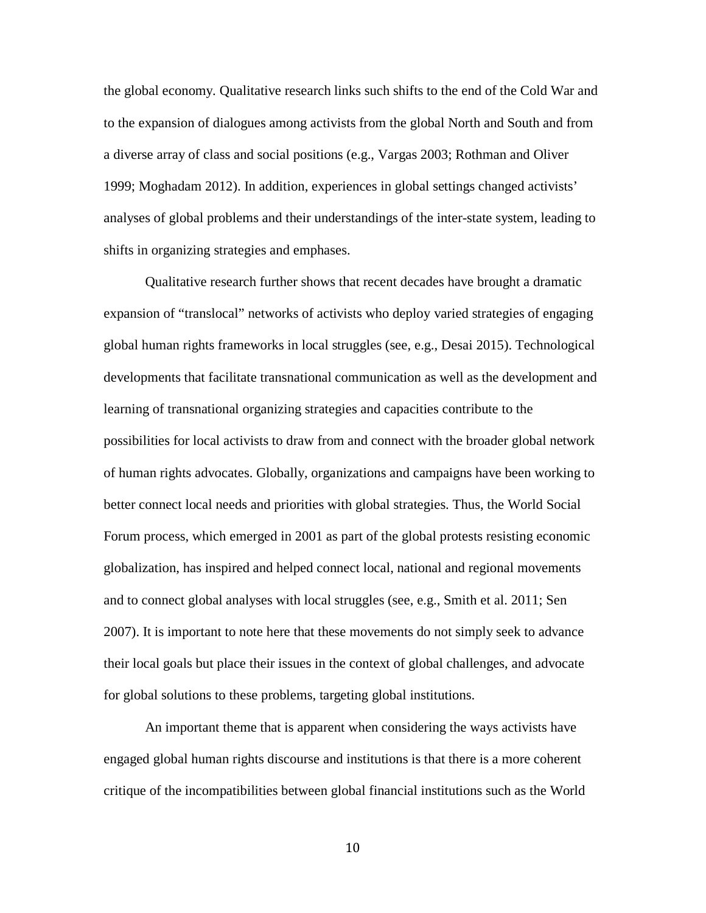the global economy. Qualitative research links such shifts to the end of the Cold War and to the expansion of dialogues among activists from the global North and South and from a diverse array of class and social positions (e.g., Vargas 2003; Rothman and Oliver 1999; Moghadam 2012). In addition, experiences in global settings changed activists' analyses of global problems and their understandings of the inter-state system, leading to shifts in organizing strategies and emphases.

Qualitative research further shows that recent decades have brought a dramatic expansion of "translocal" networks of activists who deploy varied strategies of engaging global human rights frameworks in local struggles (see, e.g., Desai 2015). Technological developments that facilitate transnational communication as well as the development and learning of transnational organizing strategies and capacities contribute to the possibilities for local activists to draw from and connect with the broader global network of human rights advocates. Globally, organizations and campaigns have been working to better connect local needs and priorities with global strategies. Thus, the World Social Forum process, which emerged in 2001 as part of the global protests resisting economic globalization, has inspired and helped connect local, national and regional movements and to connect global analyses with local struggles (see, e.g., Smith et al. 2011; Sen 2007). It is important to note here that these movements do not simply seek to advance their local goals but place their issues in the context of global challenges, and advocate for global solutions to these problems, targeting global institutions.

An important theme that is apparent when considering the ways activists have engaged global human rights discourse and institutions is that there is a more coherent critique of the incompatibilities between global financial institutions such as the World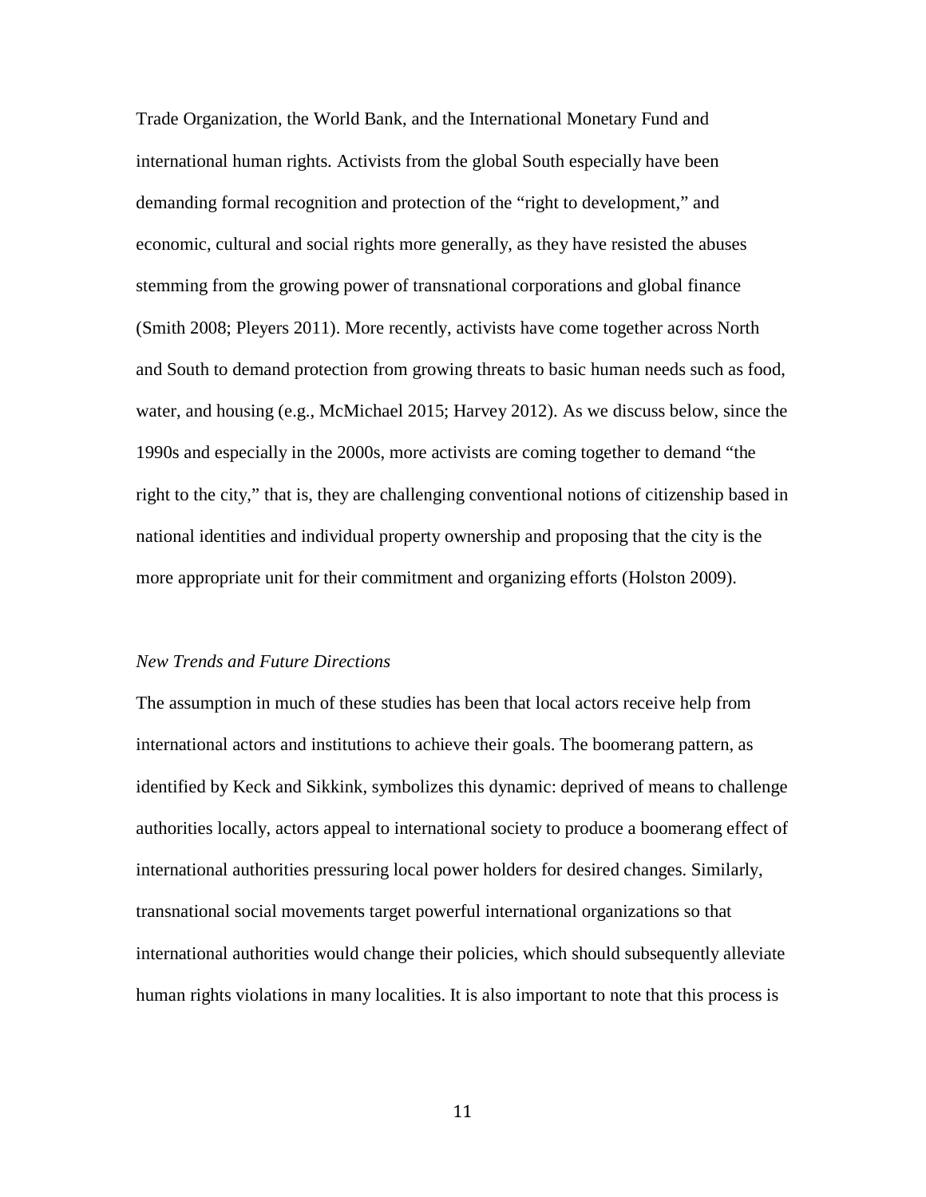Trade Organization, the World Bank, and the International Monetary Fund and international human rights. Activists from the global South especially have been demanding formal recognition and protection of the "right to development," and economic, cultural and social rights more generally, as they have resisted the abuses stemming from the growing power of transnational corporations and global finance (Smith 2008; Pleyers 2011). More recently, activists have come together across North and South to demand protection from growing threats to basic human needs such as food, water, and housing (e.g., McMichael 2015; Harvey 2012). As we discuss below, since the 1990s and especially in the 2000s, more activists are coming together to demand "the right to the city," that is, they are challenging conventional notions of citizenship based in national identities and individual property ownership and proposing that the city is the more appropriate unit for their commitment and organizing efforts (Holston 2009).

*New Trends and Future Directions*

The assumption in much of these studies has been that local actors receive help from international actors and institutions to achieve their goals. The boomerang pattern, as identified by Keck and Sikkink, symbolizes this dynamic: deprived of means to challenge authorities locally, actors appeal to international society to produce a boomerang effect of international authorities pressuring local power holders for desired changes. Similarly, transnational social movements target powerful international organizations so that international authorities would change their policies, which should subsequently alleviate human rights violations in many localities. It is also important to note that this process is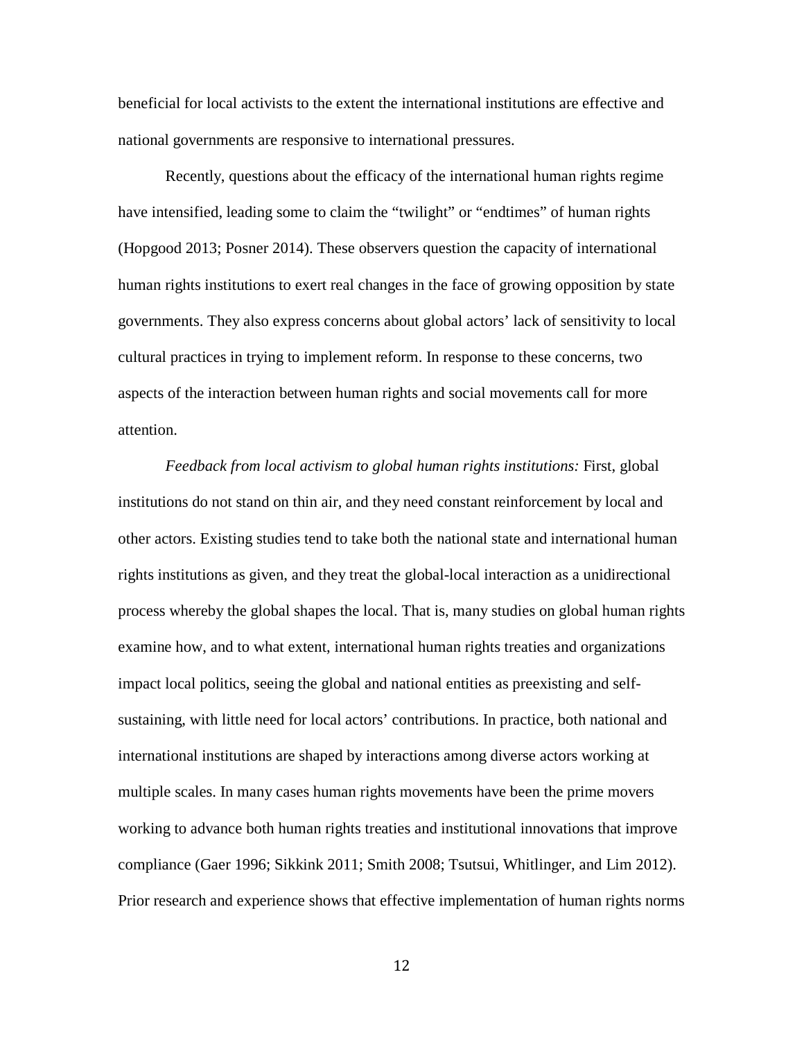beneficial for local activists to the extent the international institutions are effective and national governments are responsive to international pressures.

Recently, questions about the efficacy of the international human rights regime have intensified, leading some to claim the "twilight" or "endtimes" of human rights (Hopgood 2013; Posner 2014). These observers question the capacity of international human rights institutions to exert real changes in the face of growing opposition by state governments. They also express concerns about global actors' lack of sensitivity to local cultural practices in trying to implement reform. In response to these concerns, two aspects of the interaction between human rights and social movements call for more attention.

*Feedback from local activism to global human rights institutions:* First, global institutions do not stand on thin air, and they need constant reinforcement by local and other actors. Existing studies tend to take both the national state and international human rights institutions as given, and they treat the global-local interaction as a unidirectional process whereby the global shapes the local. That is, many studies on global human rights examine how, and to what extent, international human rights treaties and organizations impact local politics, seeing the global and national entities as preexisting and self-sustaining, with little need for local actors' contributions. In practice, both national and international institutions are shaped by interactions among diverse actors working at multiple scales. In many cases human rights movements have been the prime movers working to advance both human rights treaties and institutional innovations that improve compliance (Gaer 1996; Sikkink 2011; Smith 2008; Tsutsui, Whitlinger, and Lim 2012). Prior research and experience shows that effective implementation of human rights norms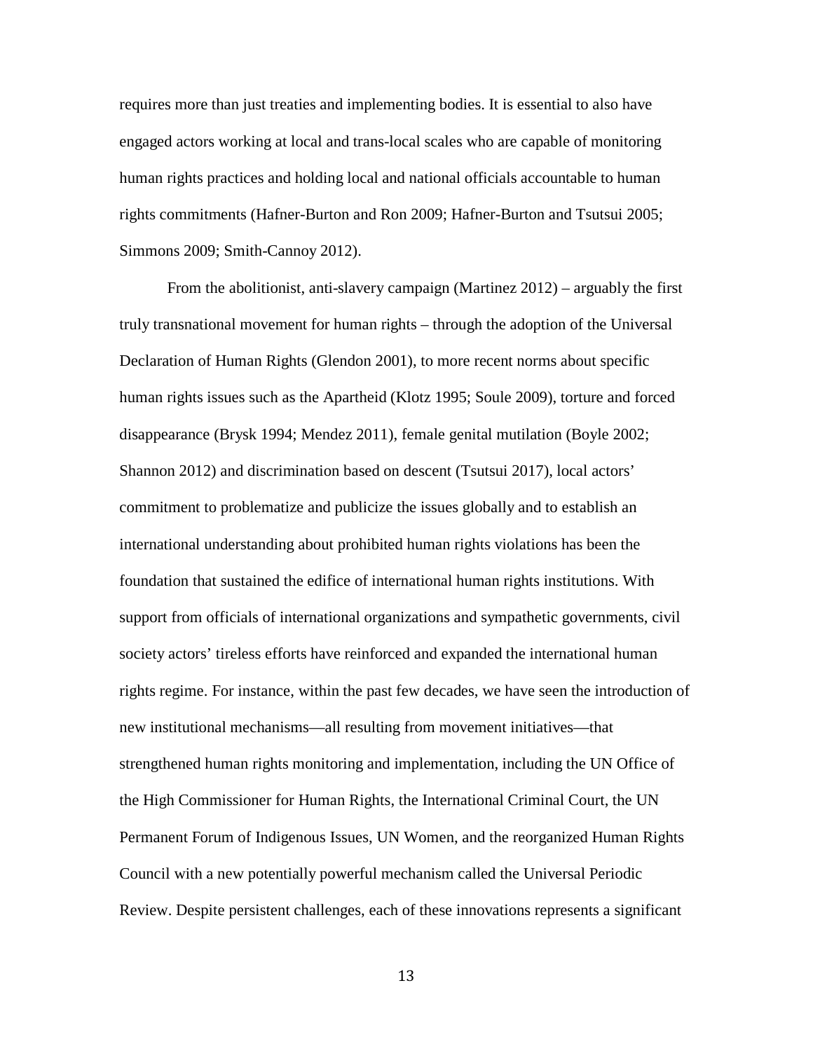requires more than just treaties and implementing bodies. It is essential to also have engaged actors working at local and trans-local scales who are capable of monitoring human rights practices and holding local and national officials accountable to human rights commitments (Hafner-Burton and Ron 2009; Hafner-Burton and Tsutsui 2005; Simmons 2009; Smith-Cannoy 2012).

From the abolitionist, anti-slavery campaign (Martinez 2012) – arguably the first truly transnational movement for human rights – through the adoption of the Universal Declaration of Human Rights (Glendon 2001), to more recent norms about specific human rights issues such as the Apartheid (Klotz 1995; Soule 2009), torture and forced disappearance (Brysk 1994; Mendez 2011), female genital mutilation (Boyle 2002; Shannon 2012) and discrimination based on descent (Tsutsui 2017), local actors' commitment to problematize and publicize the issues globally and to establish an international understanding about prohibited human rights violations has been the foundation that sustained the edifice of international human rights institutions. With support from officials of international organizations and sympathetic governments, civil society actors' tireless efforts have reinforced and expanded the international human rights regime. For instance, within the past few decades, we have seen the introduction of new institutional mechanisms—all resulting from movement initiatives—that strengthened human rights monitoring and implementation, including the UN Office of the High Commissioner for Human Rights, the International Criminal Court, the UN Permanent Forum of Indigenous Issues, UN Women, and the reorganized Human Rights Council with a new potentially powerful mechanism called the Universal Periodic Review. Despite persistent challenges, each of these innovations represents a significant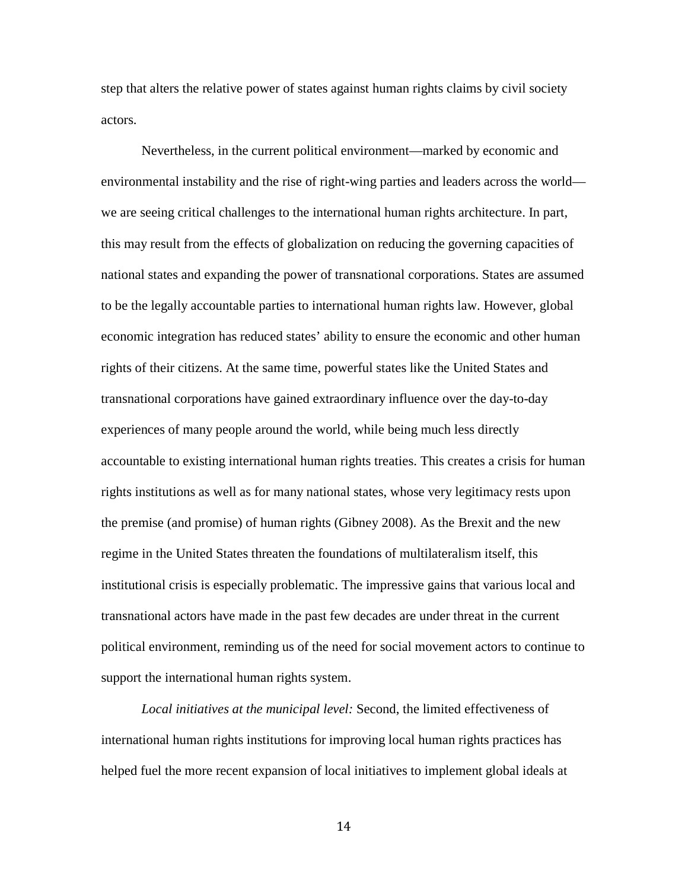step that alters the relative power of states against human rights claims by civil society actors.

Nevertheless, in the current political environment—marked by economic and environmental instability and the rise of right-wing parties and leaders across the world—we are seeing critical challenges to the international human rights architecture. In part, this may result from the effects of globalization on reducing the governing capacities of national states and expanding the power of transnational corporations. States are assumed to be the legally accountable parties to international human rights law. However, global economic integration has reduced states' ability to ensure the economic and other human rights of their citizens. At the same time, powerful states like the United States and transnational corporations have gained extraordinary influence over the day-to-day experiences of many people around the world, while being much less directly accountable to existing international human rights treaties. This creates a crisis for human rights institutions as well as for many national states, whose very legitimacy rests upon the premise (and promise) of human rights (Gibney 2008). As the Brexit and the new regime in the United States threaten the foundations of multilateralism itself, this institutional crisis is especially problematic. The impressive gains that various local and transnational actors have made in the past few decades are under threat in the current political environment, reminding us of the need for social movement actors to continue to support the international human rights system.

*Local initiatives at the municipal level:* Second, the limited effectiveness of international human rights institutions for improving local human rights practices has helped fuel the more recent expansion of local initiatives to implement global ideals at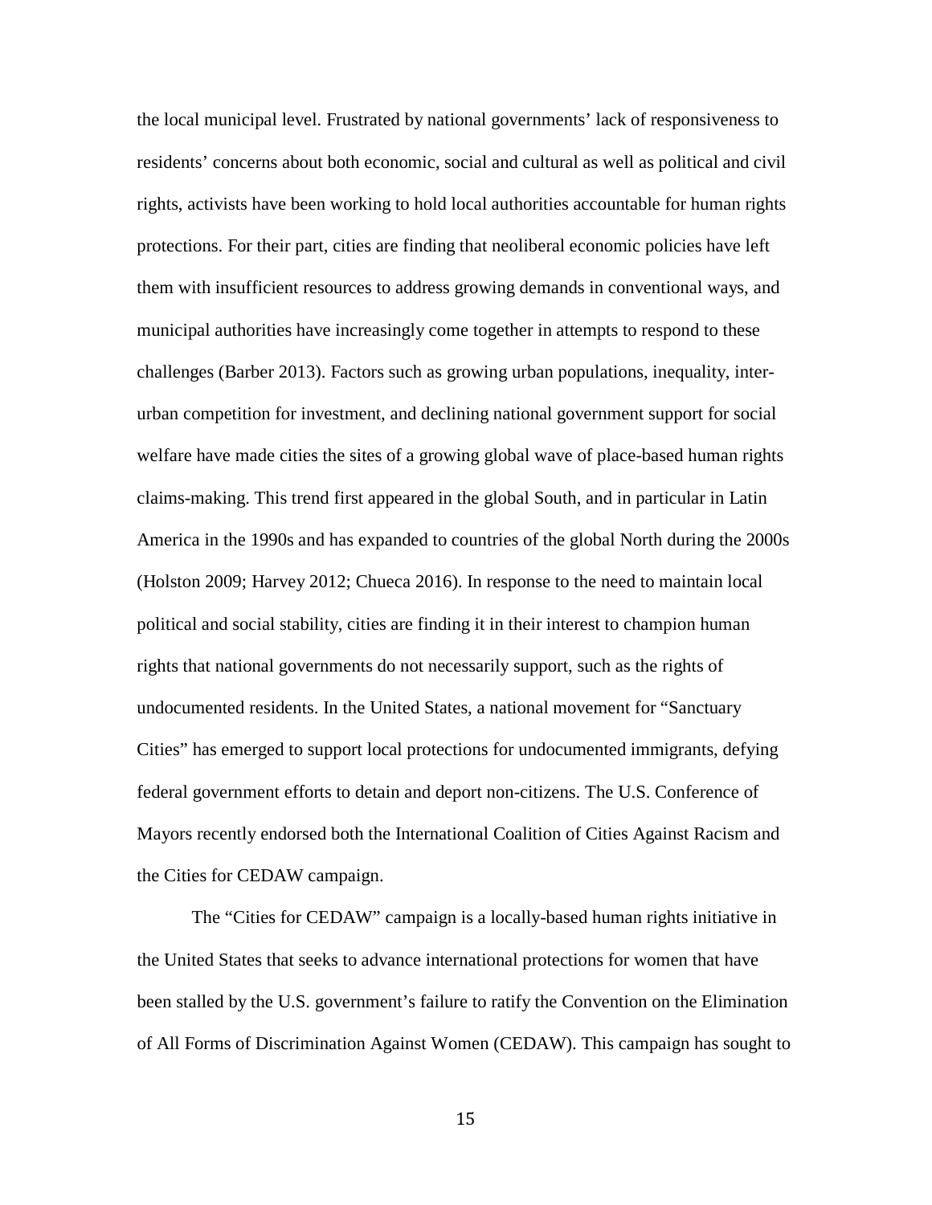the local municipal level. Frustrated by national governments' lack of responsiveness to residents' concerns about both economic, social and cultural as well as political and civil rights, activists have been working to hold local authorities accountable for human rights protections. For their part, cities are finding that neoliberal economic policies have left them with insufficient resources to address growing demands in conventional ways, and municipal authorities have increasingly come together in attempts to respond to these challenges (Barber 2013). Factors such as growing urban populations, inequality, inter-urban competition for investment, and declining national government support for social welfare have made cities the sites of a growing global wave of place-based human rights claims-making. This trend first appeared in the global South, and in particular in Latin America in the 1990s and has expanded to countries of the global North during the 2000s (Holston 2009; Harvey 2012; Chueca 2016). In response to the need to maintain local political and social stability, cities are finding it in their interest to champion human rights that national governments do not necessarily support, such as the rights of undocumented residents. In the United States, a national movement for "Sanctuary Cities" has emerged to support local protections for undocumented immigrants, defying federal government efforts to detain and deport non-citizens. The U.S. Conference of Mayors recently endorsed both the International Coalition of Cities Against Racism and the Cities for CEDAW campaign.

The "Cities for CEDAW" campaign is a locally-based human rights initiative in the United States that seeks to advance international protections for women that have been stalled by the U.S. government's failure to ratify the Convention on the Elimination of All Forms of Discrimination Against Women (CEDAW). This campaign has sought to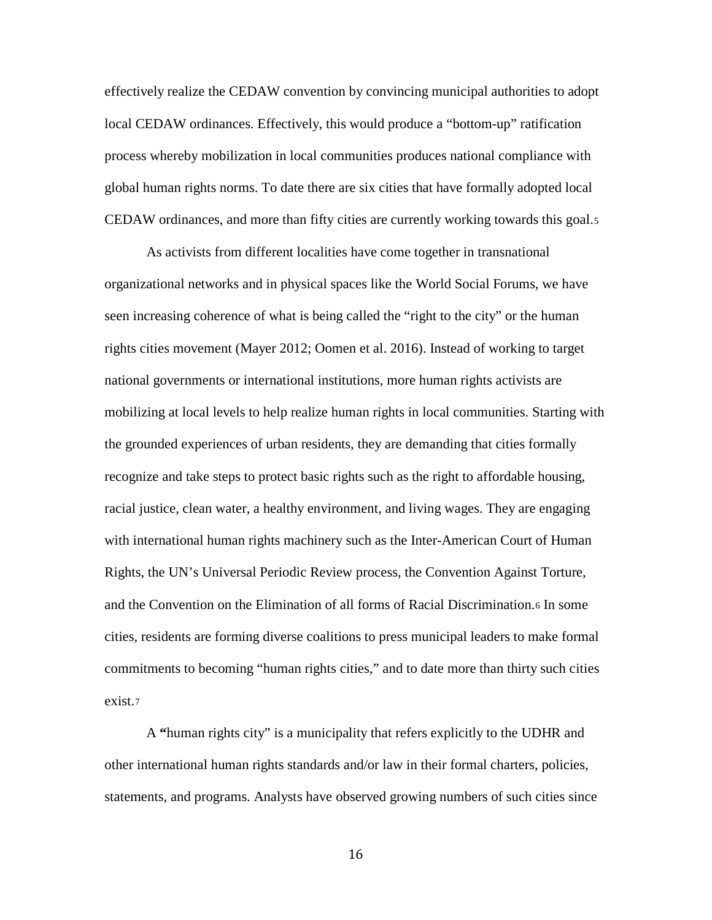effectively realize the CEDAW convention by convincing municipal authorities to adopt local CEDAW ordinances. Effectively, this would produce a "bottom-up" ratification process whereby mobilization in local communities produces national compliance with global human rights norms. To date there are six cities that have formally adopted local CEDAW ordinances, and more than fifty cities are currently working towards this goal.[5]

As activists from different localities have come together in transnational organizational networks and in physical spaces like the World Social Forums, we have seen increasing coherence of what is being called the "right to the city" or the human rights cities movement (Mayer 2012; Oomen et al. 2016). Instead of working to target national governments or international institutions, more human rights activists are mobilizing at local levels to help realize human rights in local communities. Starting with the grounded experiences of urban residents, they are demanding that cities formally recognize and take steps to protect basic rights such as the right to affordable housing, racial justice, clean water, a healthy environment, and living wages. They are engaging with international human rights machinery such as the Inter-American Court of Human Rights, the UN's Universal Periodic Review process, the Convention Against Torture, and the Convention on the Elimination of all forms of Racial Discrimination.[6] In some cities, residents are forming diverse coalitions to press municipal leaders to make formal commitments to becoming "human rights cities," and to date more than thirty such cities exist.[7]

A "human rights city" is a municipality that refers explicitly to the UDHR and other international human rights standards and/or law in their formal charters, policies, statements, and programs. Analysts have observed growing numbers of such cities since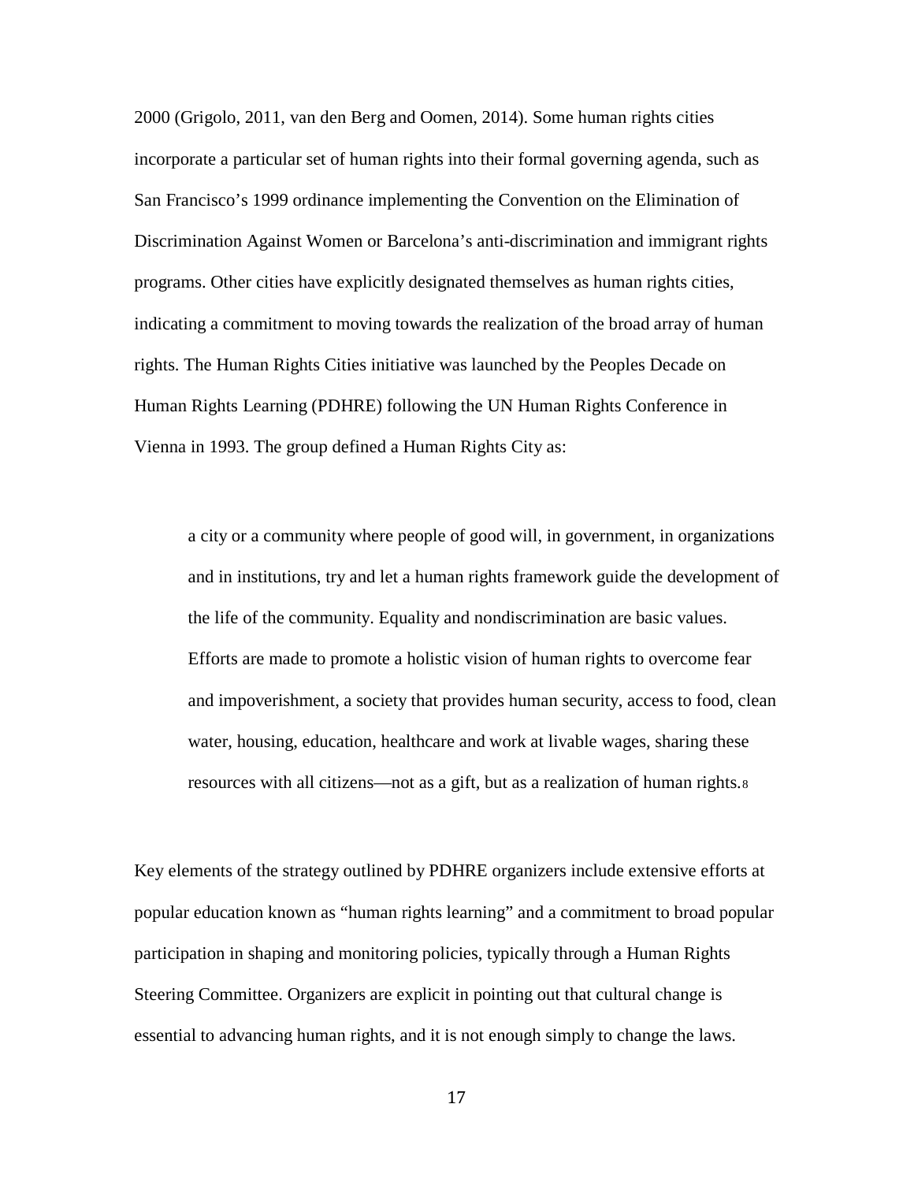2000 (Grigolo, 2011, van den Berg and Oomen, 2014). Some human rights cities incorporate a particular set of human rights into their formal governing agenda, such as San Francisco's 1999 ordinance implementing the Convention on the Elimination of Discrimination Against Women or Barcelona's anti-discrimination and immigrant rights programs. Other cities have explicitly designated themselves as human rights cities, indicating a commitment to moving towards the realization of the broad array of human rights. The Human Rights Cities initiative was launched by the Peoples Decade on Human Rights Learning (PDHRE) following the UN Human Rights Conference in Vienna in 1993. The group defined a Human Rights City as:

> a city or a community where people of good will, in government, in organizations and in institutions, try and let a human rights framework guide the development of the life of the community. Equality and nondiscrimination are basic values. Efforts are made to promote a holistic vision of human rights to overcome fear and impoverishment, a society that provides human security, access to food, clean water, housing, education, healthcare and work at livable wages, sharing these resources with all citizens—not as a gift, but as a realization of human rights.[8]

Key elements of the strategy outlined by PDHRE organizers include extensive efforts at popular education known as "human rights learning" and a commitment to broad popular participation in shaping and monitoring policies, typically through a Human Rights Steering Committee. Organizers are explicit in pointing out that cultural change is essential to advancing human rights, and it is not enough simply to change the laws.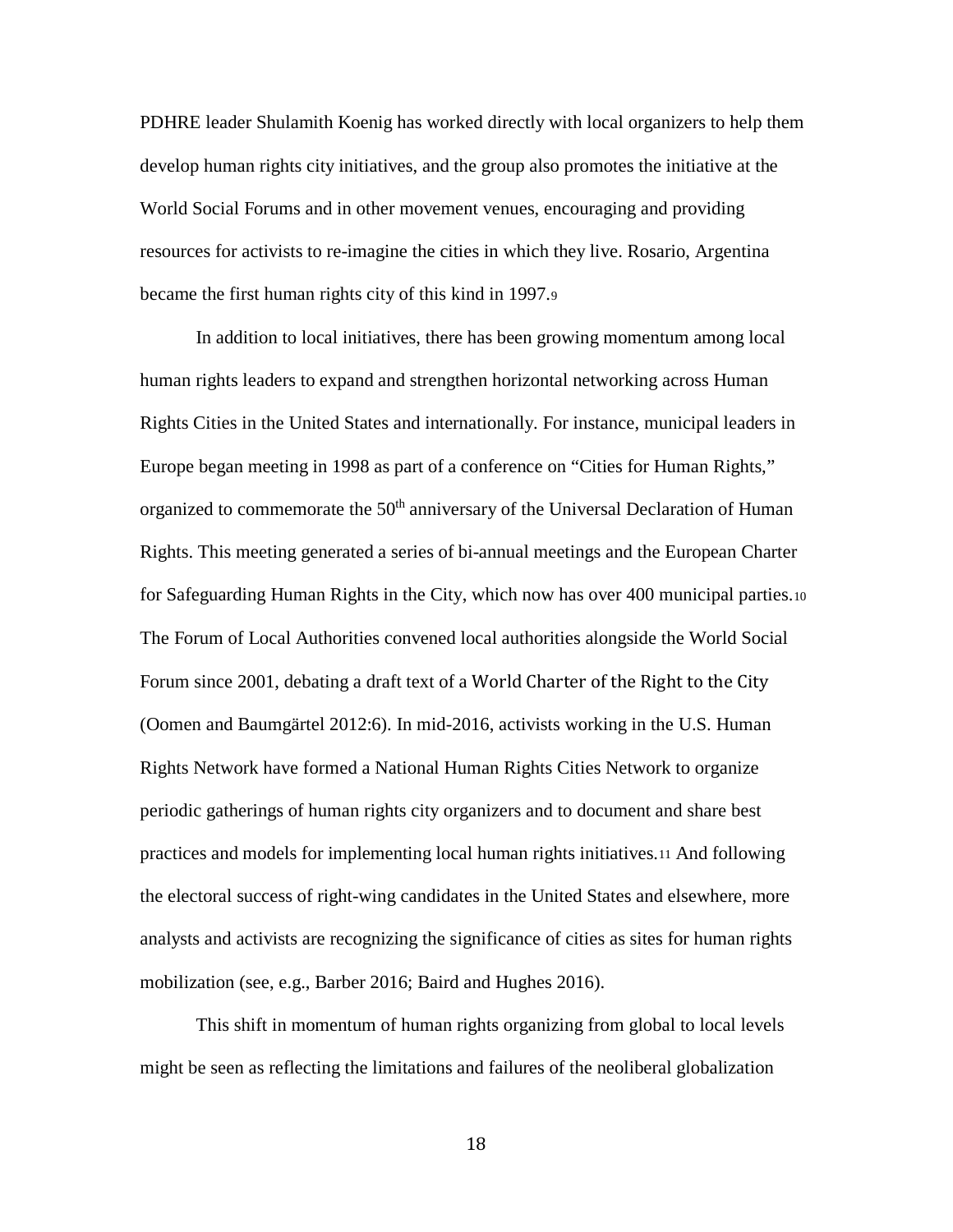PDHRE leader Shulamith Koenig has worked directly with local organizers to help them develop human rights city initiatives, and the group also promotes the initiative at the World Social Forums and in other movement venues, encouraging and providing resources for activists to re-imagine the cities in which they live. Rosario, Argentina became the first human rights city of this kind in 1997.[9]

In addition to local initiatives, there has been growing momentum among local human rights leaders to expand and strengthen horizontal networking across Human Rights Cities in the United States and internationally. For instance, municipal leaders in Europe began meeting in 1998 as part of a conference on "Cities for Human Rights," organized to commemorate the 50th anniversary of the Universal Declaration of Human Rights. This meeting generated a series of bi-annual meetings and the European Charter for Safeguarding Human Rights in the City, which now has over 400 municipal parties.[10] The Forum of Local Authorities convened local authorities alongside the World Social Forum since 2001, debating a draft text of a World Charter of the Right to the City (Oomen and Baumgärtel 2012:6). In mid-2016, activists working in the U.S. Human Rights Network have formed a National Human Rights Cities Network to organize periodic gatherings of human rights city organizers and to document and share best practices and models for implementing local human rights initiatives.[11] And following the electoral success of right-wing candidates in the United States and elsewhere, more analysts and activists are recognizing the significance of cities as sites for human rights mobilization (see, e.g., Barber 2016; Baird and Hughes 2016).

This shift in momentum of human rights organizing from global to local levels might be seen as reflecting the limitations and failures of the neoliberal globalization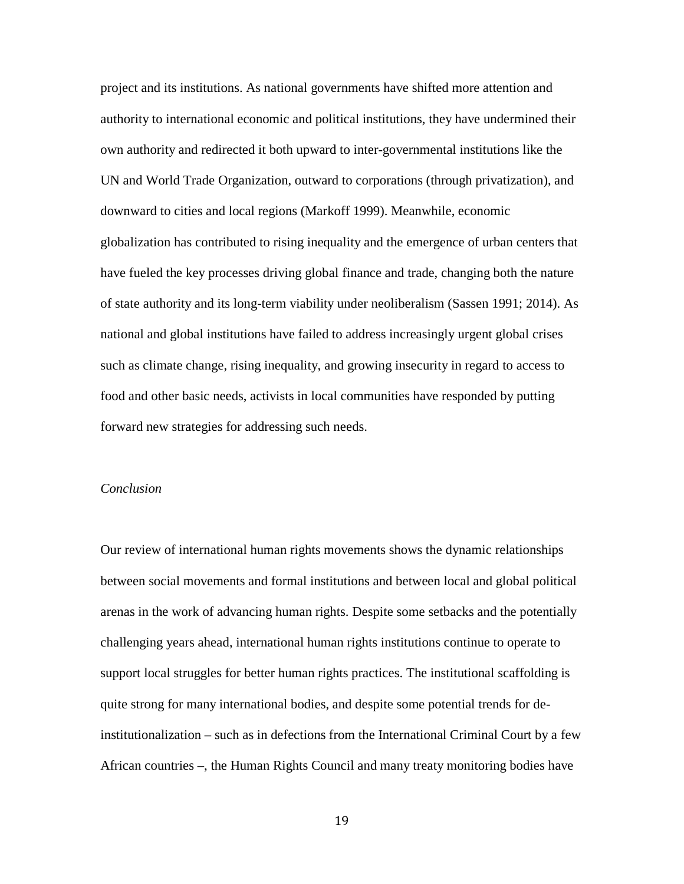project and its institutions. As national governments have shifted more attention and authority to international economic and political institutions, they have undermined their own authority and redirected it both upward to inter-governmental institutions like the UN and World Trade Organization, outward to corporations (through privatization), and downward to cities and local regions (Markoff 1999). Meanwhile, economic globalization has contributed to rising inequality and the emergence of urban centers that have fueled the key processes driving global finance and trade, changing both the nature of state authority and its long-term viability under neoliberalism (Sassen 1991; 2014). As national and global institutions have failed to address increasingly urgent global crises such as climate change, rising inequality, and growing insecurity in regard to access to food and other basic needs, activists in local communities have responded by putting forward new strategies for addressing such needs.

*Conclusion*

Our review of international human rights movements shows the dynamic relationships between social movements and formal institutions and between local and global political arenas in the work of advancing human rights. Despite some setbacks and the potentially challenging years ahead, international human rights institutions continue to operate to support local struggles for better human rights practices. The institutional scaffolding is quite strong for many international bodies, and despite some potential trends for de-institutionalization – such as in defections from the International Criminal Court by a few African countries –, the Human Rights Council and many treaty monitoring bodies have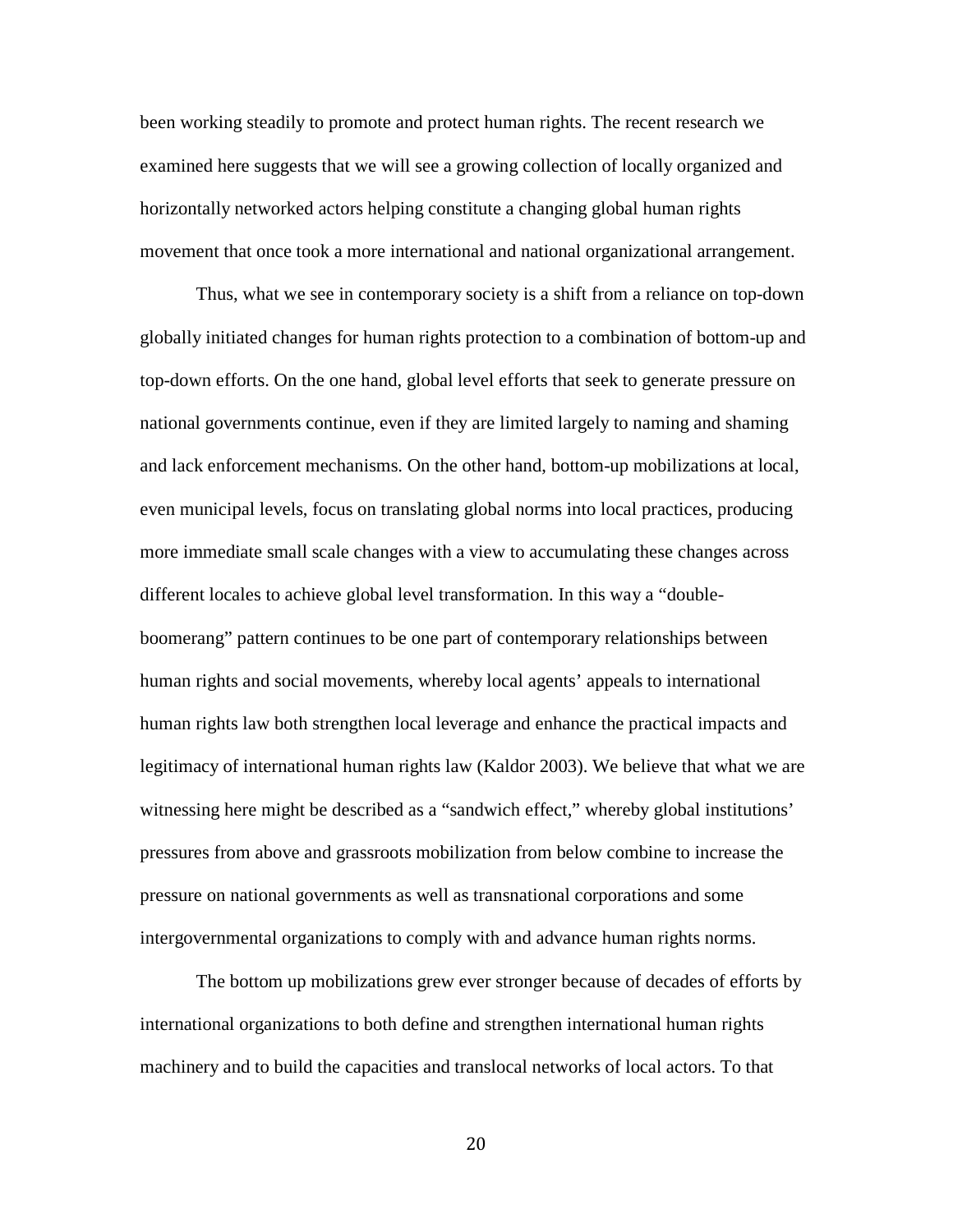been working steadily to promote and protect human rights. The recent research we examined here suggests that we will see a growing collection of locally organized and horizontally networked actors helping constitute a changing global human rights movement that once took a more international and national organizational arrangement.

Thus, what we see in contemporary society is a shift from a reliance on top-down globally initiated changes for human rights protection to a combination of bottom-up and top-down efforts. On the one hand, global level efforts that seek to generate pressure on national governments continue, even if they are limited largely to naming and shaming and lack enforcement mechanisms. On the other hand, bottom-up mobilizations at local, even municipal levels, focus on translating global norms into local practices, producing more immediate small scale changes with a view to accumulating these changes across different locales to achieve global level transformation. In this way a "double-boomerang" pattern continues to be one part of contemporary relationships between human rights and social movements, whereby local agents' appeals to international human rights law both strengthen local leverage and enhance the practical impacts and legitimacy of international human rights law (Kaldor 2003). We believe that what we are witnessing here might be described as a "sandwich effect," whereby global institutions' pressures from above and grassroots mobilization from below combine to increase the pressure on national governments as well as transnational corporations and some intergovernmental organizations to comply with and advance human rights norms.

The bottom up mobilizations grew ever stronger because of decades of efforts by international organizations to both define and strengthen international human rights machinery and to build the capacities and translocal networks of local actors. To that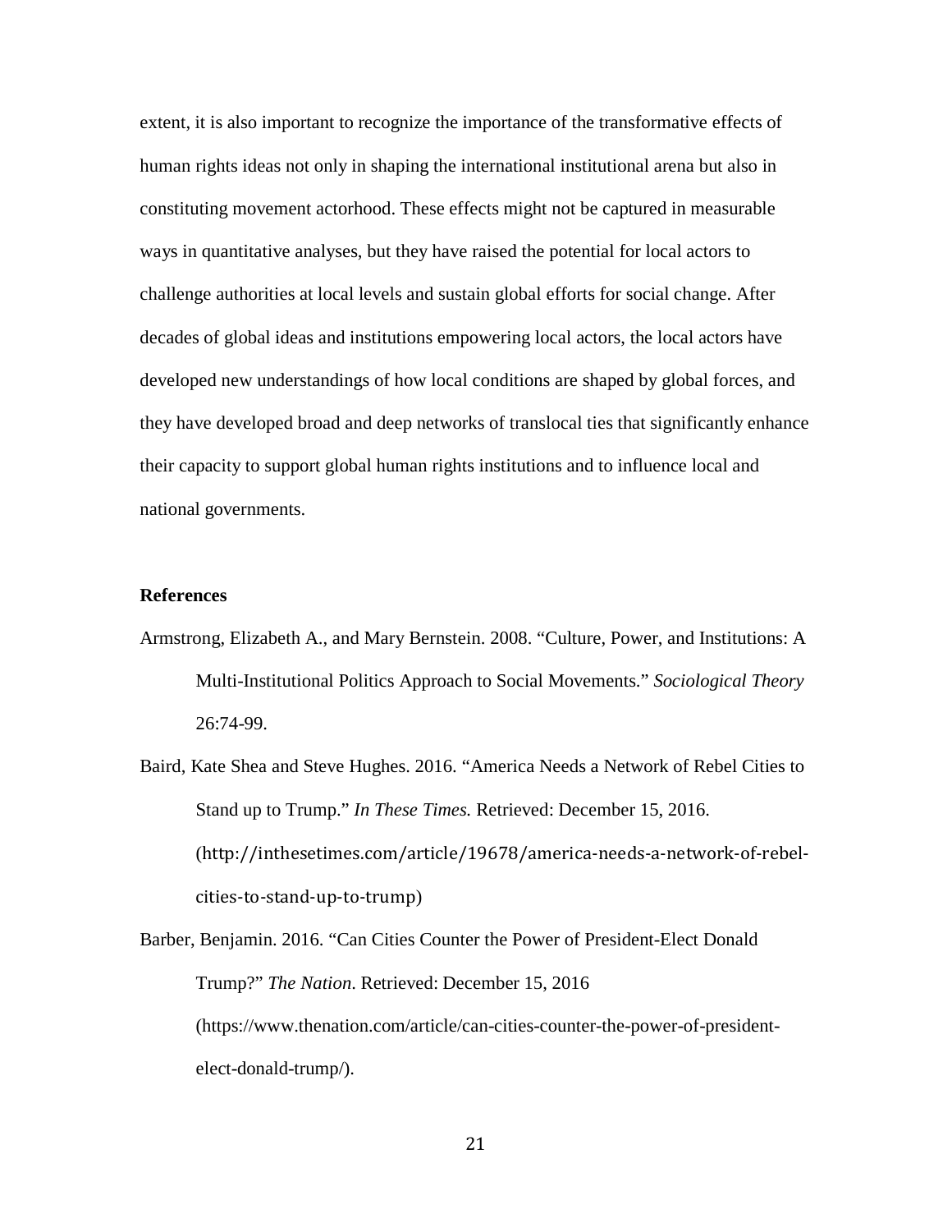extent, it is also important to recognize the importance of the transformative effects of human rights ideas not only in shaping the international institutional arena but also in constituting movement actorhood. These effects might not be captured in measurable ways in quantitative analyses, but they have raised the potential for local actors to challenge authorities at local levels and sustain global efforts for social change. After decades of global ideas and institutions empowering local actors, the local actors have developed new understandings of how local conditions are shaped by global forces, and they have developed broad and deep networks of translocal ties that significantly enhance their capacity to support global human rights institutions and to influence local and national governments.

**References**

Armstrong, Elizabeth A., and Mary Bernstein. 2008. "Culture, Power, and Institutions: A Multi-Institutional Politics Approach to Social Movements." *Sociological Theory* 26:74-99.

Baird, Kate Shea and Steve Hughes. 2016. "America Needs a Network of Rebel Cities to Stand up to Trump." *In These Times.* Retrieved: December 15, 2016. (http://inthesetimes.com/article/19678/america-needs-a-network-of-rebel-cities-to-stand-up-to-trump)

Barber, Benjamin. 2016. "Can Cities Counter the Power of President-Elect Donald Trump?" *The Nation*. Retrieved: December 15, 2016 (https://www.thenation.com/article/can-cities-counter-the-power-of-president-elect-donald-trump/).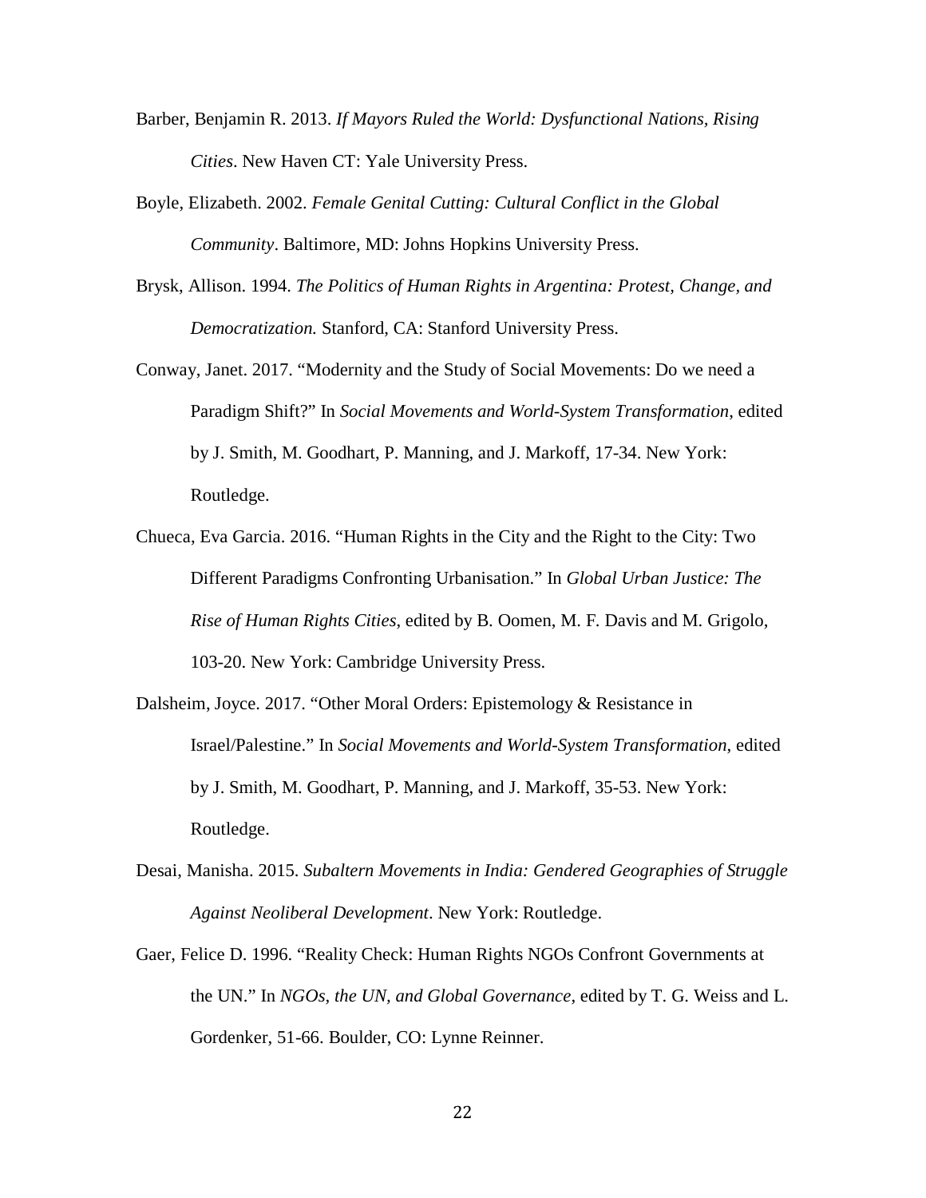Barber, Benjamin R. 2013. *If Mayors Ruled the World: Dysfunctional Nations, Rising Cities*. New Haven CT: Yale University Press.

Boyle, Elizabeth. 2002. *Female Genital Cutting: Cultural Conflict in the Global Community*. Baltimore, MD: Johns Hopkins University Press.

Brysk, Allison. 1994. *The Politics of Human Rights in Argentina: Protest, Change, and Democratization.* Stanford, CA: Stanford University Press.

Conway, Janet. 2017. "Modernity and the Study of Social Movements: Do we need a Paradigm Shift?" In *Social Movements and World-System Transformation*, edited by J. Smith, M. Goodhart, P. Manning, and J. Markoff, 17-34. New York: Routledge.

Chueca, Eva Garcia. 2016. "Human Rights in the City and the Right to the City: Two Different Paradigms Confronting Urbanisation." In *Global Urban Justice: The Rise of Human Rights Cities*, edited by B. Oomen, M. F. Davis and M. Grigolo, 103-20. New York: Cambridge University Press.

Dalsheim, Joyce. 2017. "Other Moral Orders: Epistemology & Resistance in Israel/Palestine." In *Social Movements and World-System Transformation*, edited by J. Smith, M. Goodhart, P. Manning, and J. Markoff, 35-53. New York: Routledge.

Desai, Manisha. 2015. *Subaltern Movements in India: Gendered Geographies of Struggle Against Neoliberal Development*. New York: Routledge.

Gaer, Felice D. 1996. "Reality Check: Human Rights NGOs Confront Governments at the UN." In *NGOs, the UN, and Global Governance*, edited by T. G. Weiss and L. Gordenker, 51-66. Boulder, CO: Lynne Reinner.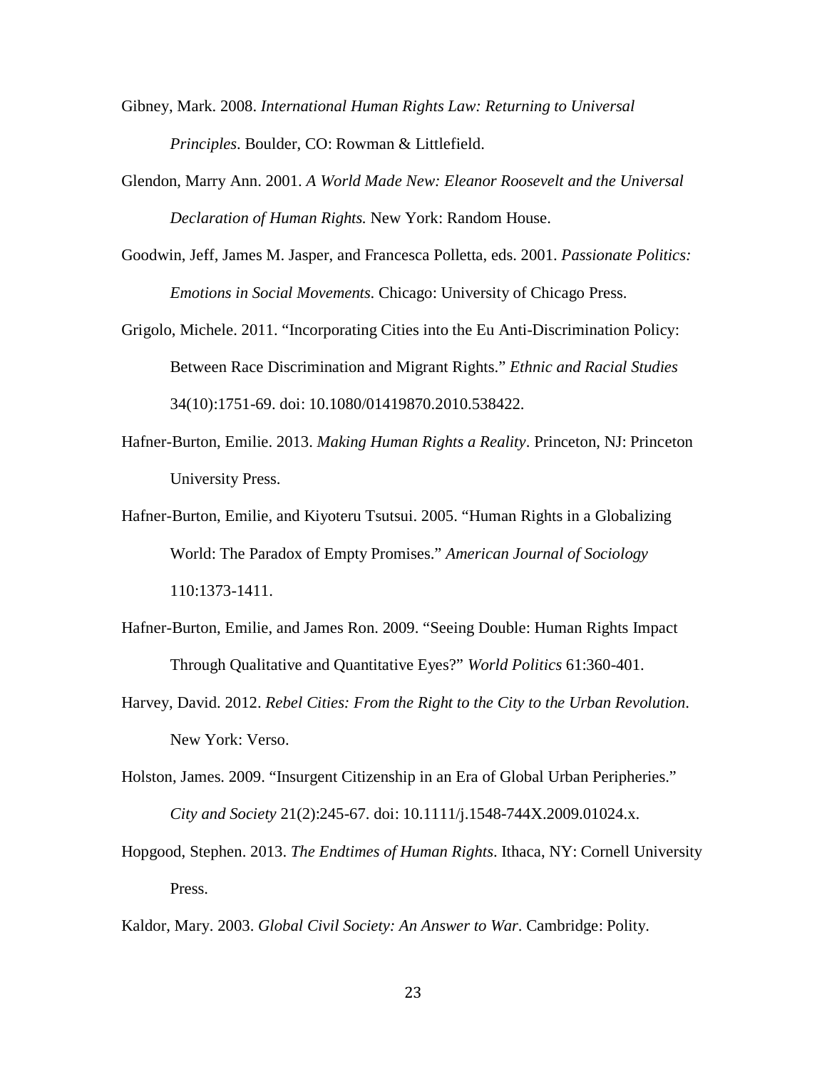Gibney, Mark. 2008. *International Human Rights Law: Returning to Universal Principles*. Boulder, CO: Rowman & Littlefield.

Glendon, Marry Ann. 2001. *A World Made New: Eleanor Roosevelt and the Universal Declaration of Human Rights.* New York: Random House.

Goodwin, Jeff, James M. Jasper, and Francesca Polletta, eds. 2001. *Passionate Politics: Emotions in Social Movements*. Chicago: University of Chicago Press.

Grigolo, Michele. 2011. "Incorporating Cities into the Eu Anti-Discrimination Policy: Between Race Discrimination and Migrant Rights." *Ethnic and Racial Studies* 34(10):1751-69. doi: 10.1080/01419870.2010.538422.

Hafner-Burton, Emilie. 2013. *Making Human Rights a Reality*. Princeton, NJ: Princeton University Press.

Hafner-Burton, Emilie, and Kiyoteru Tsutsui. 2005. "Human Rights in a Globalizing World: The Paradox of Empty Promises." *American Journal of Sociology* 110:1373-1411.

Hafner-Burton, Emilie, and James Ron. 2009. "Seeing Double: Human Rights Impact Through Qualitative and Quantitative Eyes?" *World Politics* 61:360-401.

Harvey, David. 2012. *Rebel Cities: From the Right to the City to the Urban Revolution*. New York: Verso.

Holston, James. 2009. "Insurgent Citizenship in an Era of Global Urban Peripheries." *City and Society* 21(2):245-67. doi: 10.1111/j.1548-744X.2009.01024.x.

Hopgood, Stephen. 2013. *The Endtimes of Human Rights*. Ithaca, NY: Cornell University Press.

Kaldor, Mary. 2003. *Global Civil Society: An Answer to War*. Cambridge: Polity.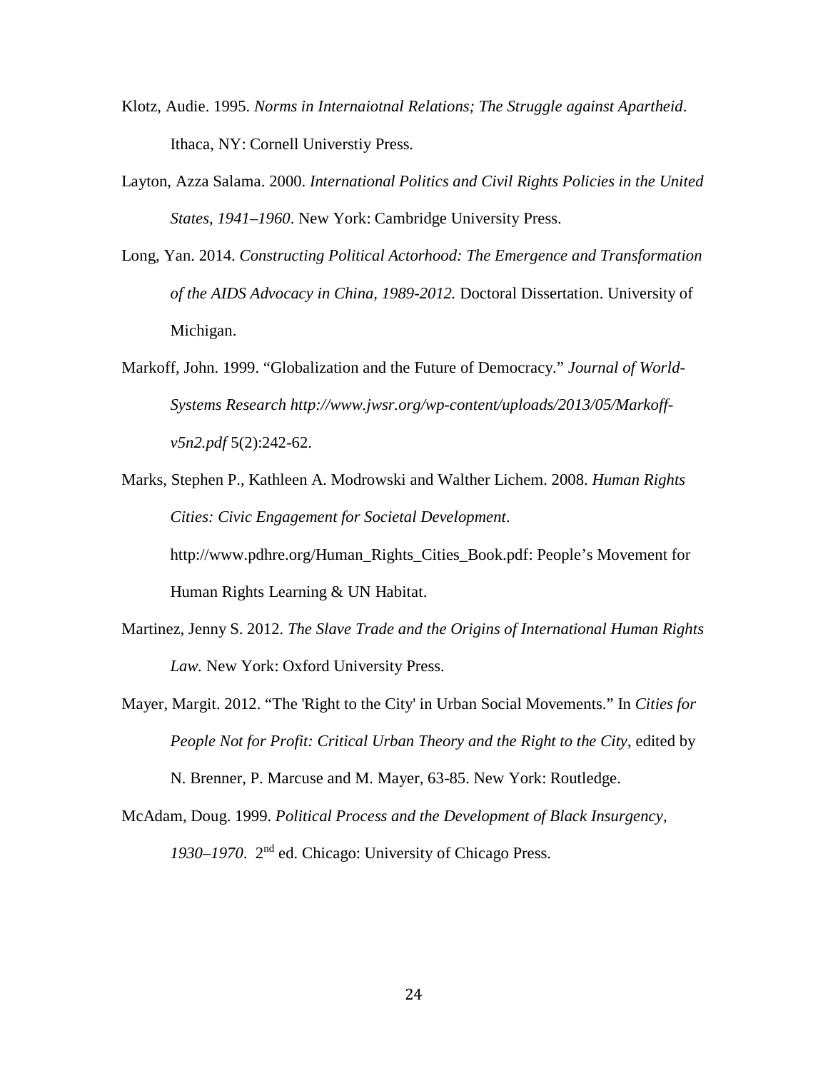Klotz, Audie. 1995. *Norms in Internaiotnal Relations; The Struggle against Apartheid*. Ithaca, NY: Cornell Universtiy Press.

Layton, Azza Salama. 2000. *International Politics and Civil Rights Policies in the United States, 1941–1960*. New York: Cambridge University Press.

Long, Yan. 2014. *Constructing Political Actorhood: The Emergence and Transformation of the AIDS Advocacy in China, 1989-2012.* Doctoral Dissertation. University of Michigan.

Markoff, John. 1999. "Globalization and the Future of Democracy." *Journal of World-Systems Research http://www.jwsr.org/wp-content/uploads/2013/05/Markoff-v5n2.pdf* 5(2):242-62.

Marks, Stephen P., Kathleen A. Modrowski and Walther Lichem. 2008. *Human Rights Cities: Civic Engagement for Societal Development*. http://www.pdhre.org/Human_Rights_Cities_Book.pdf: People's Movement for Human Rights Learning & UN Habitat.

Martinez, Jenny S. 2012. *The Slave Trade and the Origins of International Human Rights Law.* New York: Oxford University Press.

Mayer, Margit. 2012. "The 'Right to the City' in Urban Social Movements." In *Cities for People Not for Profit: Critical Urban Theory and the Right to the City*, edited by N. Brenner, P. Marcuse and M. Mayer, 63-85. New York: Routledge.

McAdam, Doug. 1999. *Political Process and the Development of Black Insurgency, 1930–1970*. 2nd ed. Chicago: University of Chicago Press.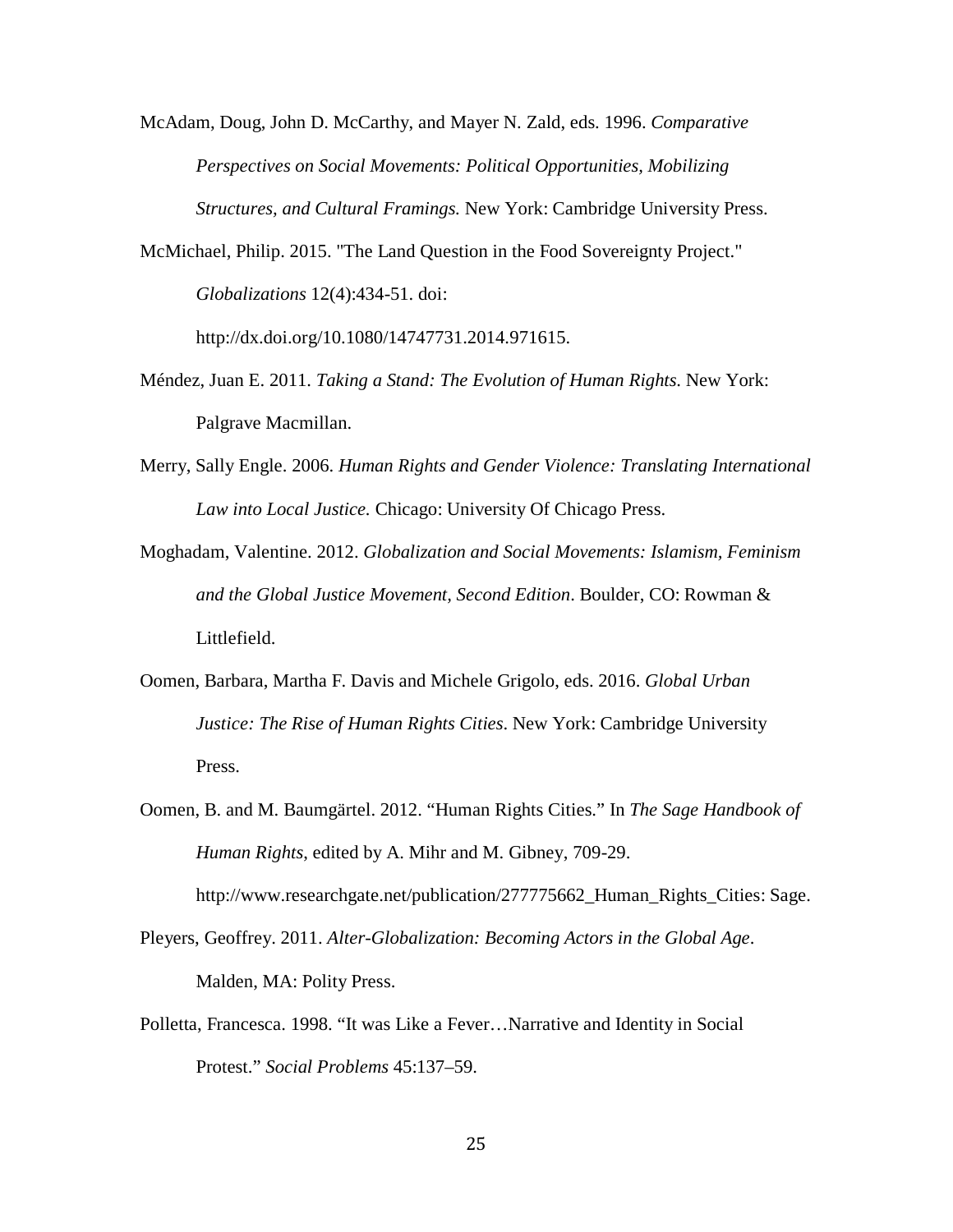McAdam, Doug, John D. McCarthy, and Mayer N. Zald, eds. 1996. *Comparative Perspectives on Social Movements: Political Opportunities, Mobilizing Structures, and Cultural Framings.* New York: Cambridge University Press.

McMichael, Philip. 2015. "The Land Question in the Food Sovereignty Project." *Globalizations* 12(4):434-51. doi: http://dx.doi.org/10.1080/14747731.2014.971615.

Méndez, Juan E. 2011. *Taking a Stand: The Evolution of Human Rights.* New York: Palgrave Macmillan.

Merry, Sally Engle. 2006. *Human Rights and Gender Violence: Translating International Law into Local Justice.* Chicago: University Of Chicago Press.

Moghadam, Valentine. 2012. *Globalization and Social Movements: Islamism, Feminism and the Global Justice Movement, Second Edition*. Boulder, CO: Rowman & Littlefield.

Oomen, Barbara, Martha F. Davis and Michele Grigolo, eds. 2016. *Global Urban Justice: The Rise of Human Rights Cities*. New York: Cambridge University Press.

Oomen, B. and M. Baumgärtel. 2012. "Human Rights Cities." In *The Sage Handbook of Human Rights*, edited by A. Mihr and M. Gibney, 709-29. http://www.researchgate.net/publication/277775662_Human_Rights_Cities: Sage.

Pleyers, Geoffrey. 2011. *Alter-Globalization: Becoming Actors in the Global Age*. Malden, MA: Polity Press.

Polletta, Francesca. 1998. "It was Like a Fever…Narrative and Identity in Social Protest." *Social Problems* 45:137–59.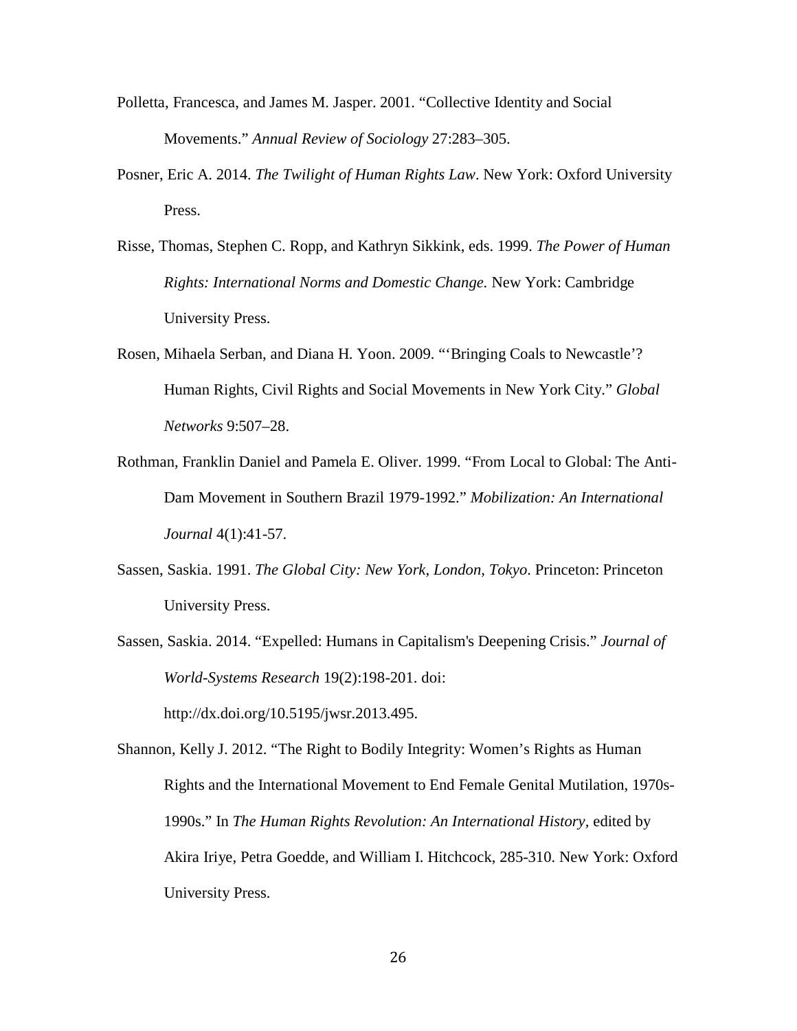Polletta, Francesca, and James M. Jasper. 2001. "Collective Identity and Social Movements." *Annual Review of Sociology* 27:283–305.

Posner, Eric A. 2014. *The Twilight of Human Rights Law*. New York: Oxford University Press.

Risse, Thomas, Stephen C. Ropp, and Kathryn Sikkink, eds. 1999. *The Power of Human Rights: International Norms and Domestic Change.* New York: Cambridge University Press.

Rosen, Mihaela Serban, and Diana H. Yoon. 2009. "'Bringing Coals to Newcastle'? Human Rights, Civil Rights and Social Movements in New York City." *Global Networks* 9:507–28.

Rothman, Franklin Daniel and Pamela E. Oliver. 1999. "From Local to Global: The Anti-Dam Movement in Southern Brazil 1979-1992." *Mobilization: An International Journal* 4(1):41-57.

Sassen, Saskia. 1991. *The Global City: New York, London, Tokyo*. Princeton: Princeton University Press.

Sassen, Saskia. 2014. "Expelled: Humans in Capitalism's Deepening Crisis." *Journal of World-Systems Research* 19(2):198-201. doi: http://dx.doi.org/10.5195/jwsr.2013.495.

Shannon, Kelly J. 2012. "The Right to Bodily Integrity: Women's Rights as Human Rights and the International Movement to End Female Genital Mutilation, 1970s-1990s." In *The Human Rights Revolution: An International History*, edited by Akira Iriye, Petra Goedde, and William I. Hitchcock, 285-310. New York: Oxford University Press.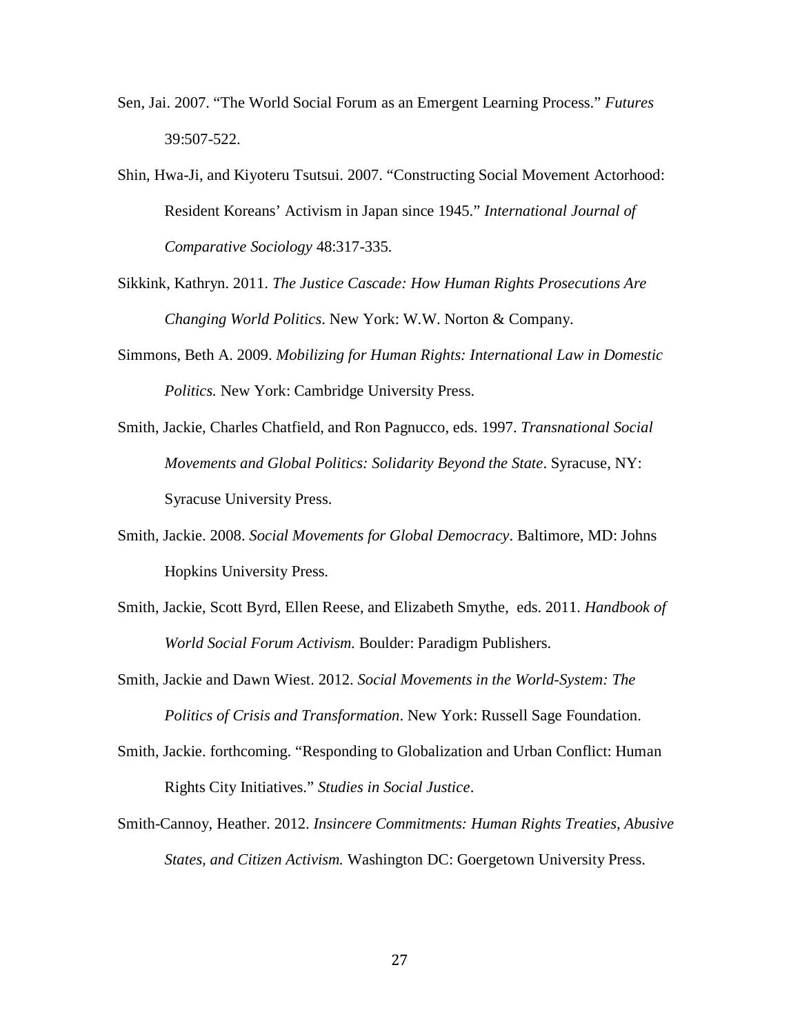Sen, Jai. 2007. “The World Social Forum as an Emergent Learning Process.” *Futures* 39:507-522.

Shin, Hwa-Ji, and Kiyoteru Tsutsui. 2007. “Constructing Social Movement Actorhood: Resident Koreans’ Activism in Japan since 1945.” *International Journal of Comparative Sociology* 48:317-335.

Sikkink, Kathryn. 2011. *The Justice Cascade: How Human Rights Prosecutions Are Changing World Politics*. New York: W.W. Norton & Company.

Simmons, Beth A. 2009. *Mobilizing for Human Rights: International Law in Domestic Politics.* New York: Cambridge University Press.

Smith, Jackie, Charles Chatfield, and Ron Pagnucco, eds. 1997. *Transnational Social Movements and Global Politics: Solidarity Beyond the State*. Syracuse, NY: Syracuse University Press.

Smith, Jackie. 2008. *Social Movements for Global Democracy*. Baltimore, MD: Johns Hopkins University Press.

Smith, Jackie, Scott Byrd, Ellen Reese, and Elizabeth Smythe, eds. 2011. *Handbook of World Social Forum Activism.* Boulder: Paradigm Publishers.

Smith, Jackie and Dawn Wiest. 2012. *Social Movements in the World-System: The Politics of Crisis and Transformation*. New York: Russell Sage Foundation.

Smith, Jackie. forthcoming. “Responding to Globalization and Urban Conflict: Human Rights City Initiatives.” *Studies in Social Justice*.

Smith-Cannoy, Heather. 2012. *Insincere Commitments: Human Rights Treaties, Abusive States, and Citizen Activism.* Washington DC: Goergetown University Press.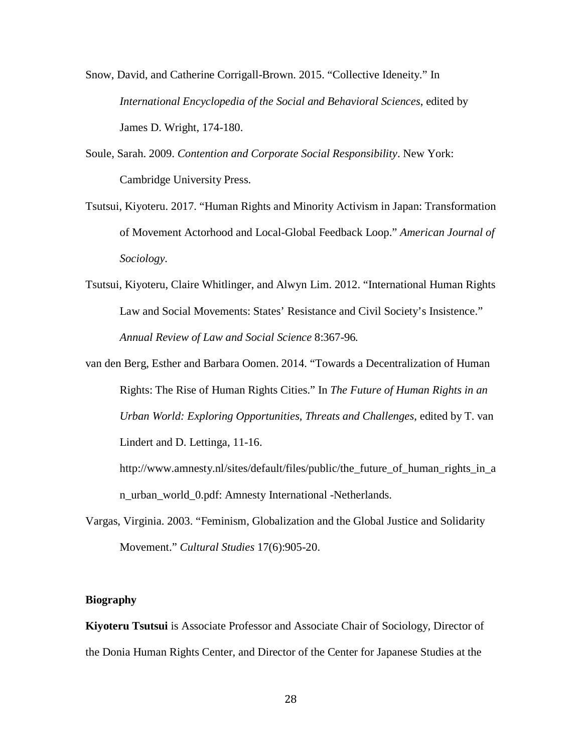Snow, David, and Catherine Corrigall-Brown. 2015. “Collective Ideneity.” In *International Encyclopedia of the Social and Behavioral Sciences*, edited by James D. Wright, 174-180.

Soule, Sarah. 2009. *Contention and Corporate Social Responsibility*. New York: Cambridge University Press.

Tsutsui, Kiyoteru. 2017. “Human Rights and Minority Activism in Japan: Transformation of Movement Actorhood and Local-Global Feedback Loop.” *American Journal of Sociology*.

Tsutsui, Kiyoteru, Claire Whitlinger, and Alwyn Lim. 2012. “International Human Rights Law and Social Movements: States’ Resistance and Civil Society’s Insistence.” *Annual Review of Law and Social Science* 8:367-96.

van den Berg, Esther and Barbara Oomen. 2014. “Towards a Decentralization of Human Rights: The Rise of Human Rights Cities.” In *The Future of Human Rights in an Urban World: Exploring Opportunities, Threats and Challenges*, edited by T. van Lindert and D. Lettinga, 11-16. http://www.amnesty.nl/sites/default/files/public/the_future_of_human_rights_in_an_urban_world_0.pdf: Amnesty International -Netherlands.

Vargas, Virginia. 2003. “Feminism, Globalization and the Global Justice and Solidarity Movement.” *Cultural Studies* 17(6):905-20.

**Biography**

**Kiyoteru Tsutsui** is Associate Professor and Associate Chair of Sociology, Director of the Donia Human Rights Center, and Director of the Center for Japanese Studies at the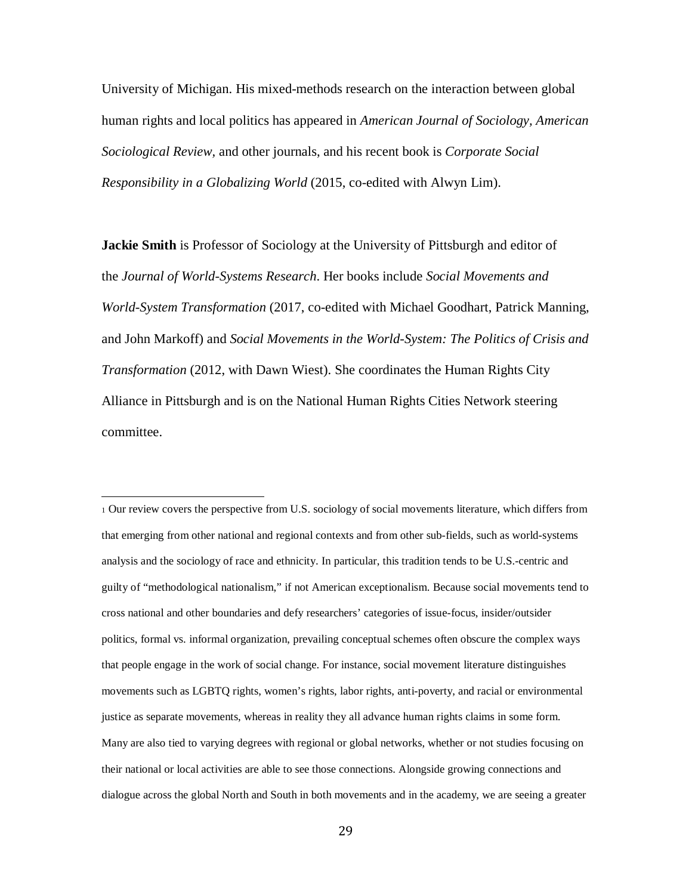University of Michigan. His mixed-methods research on the interaction between global human rights and local politics has appeared in *American Journal of Sociology*, *American Sociological Review*, and other journals, and his recent book is *Corporate Social Responsibility in a Globalizing World* (2015, co-edited with Alwyn Lim).

**Jackie Smith** is Professor of Sociology at the University of Pittsburgh and editor of the *Journal of World-Systems Research*. Her books include *Social Movements and World-System Transformation* (2017, co-edited with Michael Goodhart, Patrick Manning, and John Markoff) and *Social Movements in the World-System: The Politics of Crisis and Transformation* (2012, with Dawn Wiest). She coordinates the Human Rights City Alliance in Pittsburgh and is on the National Human Rights Cities Network steering committee.

---

[1] Our review covers the perspective from U.S. sociology of social movements literature, which differs from that emerging from other national and regional contexts and from other sub-fields, such as world-systems analysis and the sociology of race and ethnicity. In particular, this tradition tends to be U.S.-centric and guilty of "methodological nationalism," if not American exceptionalism. Because social movements tend to cross national and other boundaries and defy researchers' categories of issue-focus, insider/outsider politics, formal vs. informal organization, prevailing conceptual schemes often obscure the complex ways that people engage in the work of social change. For instance, social movement literature distinguishes movements such as LGBTQ rights, women's rights, labor rights, anti-poverty, and racial or environmental justice as separate movements, whereas in reality they all advance human rights claims in some form. Many are also tied to varying degrees with regional or global networks, whether or not studies focusing on their national or local activities are able to see those connections. Alongside growing connections and dialogue across the global North and South in both movements and in the academy, we are seeing a greater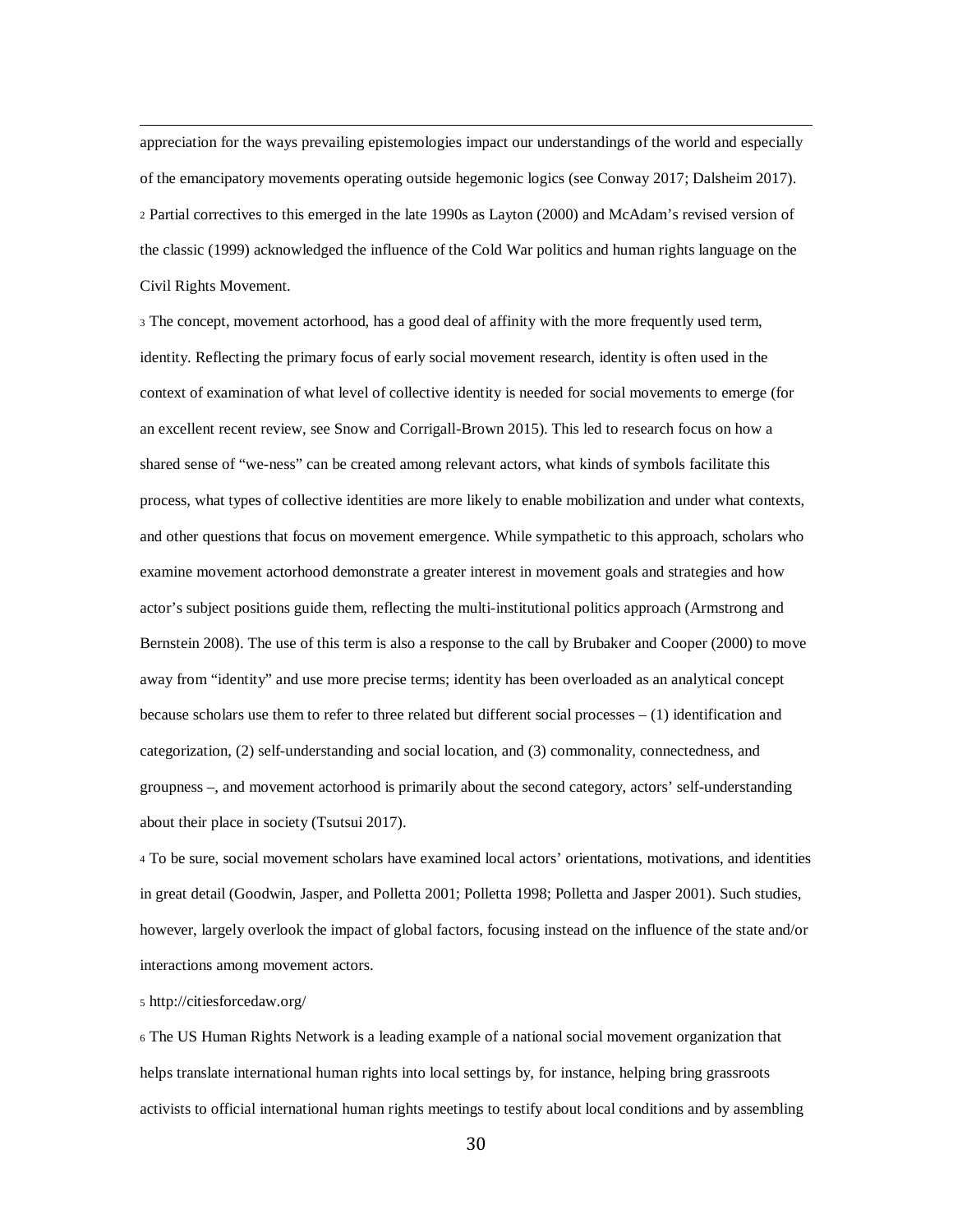appreciation for the ways prevailing epistemologies impact our understandings of the world and especially of the emancipatory movements operating outside hegemonic logics (see Conway 2017; Dalsheim 2017).

[2] Partial correctives to this emerged in the late 1990s as Layton (2000) and McAdam's revised version of the classic (1999) acknowledged the influence of the Cold War politics and human rights language on the Civil Rights Movement.

[3] The concept, movement actorhood, has a good deal of affinity with the more frequently used term, identity. Reflecting the primary focus of early social movement research, identity is often used in the context of examination of what level of collective identity is needed for social movements to emerge (for an excellent recent review, see Snow and Corrigall-Brown 2015). This led to research focus on how a shared sense of "we-ness" can be created among relevant actors, what kinds of symbols facilitate this process, what types of collective identities are more likely to enable mobilization and under what contexts, and other questions that focus on movement emergence. While sympathetic to this approach, scholars who examine movement actorhood demonstrate a greater interest in movement goals and strategies and how actor's subject positions guide them, reflecting the multi-institutional politics approach (Armstrong and Bernstein 2008). The use of this term is also a response to the call by Brubaker and Cooper (2000) to move away from "identity" and use more precise terms; identity has been overloaded as an analytical concept because scholars use them to refer to three related but different social processes – (1) identification and categorization, (2) self-understanding and social location, and (3) commonality, connectedness, and groupness –, and movement actorhood is primarily about the second category, actors' self-understanding about their place in society (Tsutsui 2017).

[4] To be sure, social movement scholars have examined local actors' orientations, motivations, and identities in great detail (Goodwin, Jasper, and Polletta 2001; Polletta 1998; Polletta and Jasper 2001). Such studies, however, largely overlook the impact of global factors, focusing instead on the influence of the state and/or interactions among movement actors.

[5] http://citiesforcedaw.org/

[6] The US Human Rights Network is a leading example of a national social movement organization that helps translate international human rights into local settings by, for instance, helping bring grassroots activists to official international human rights meetings to testify about local conditions and by assembling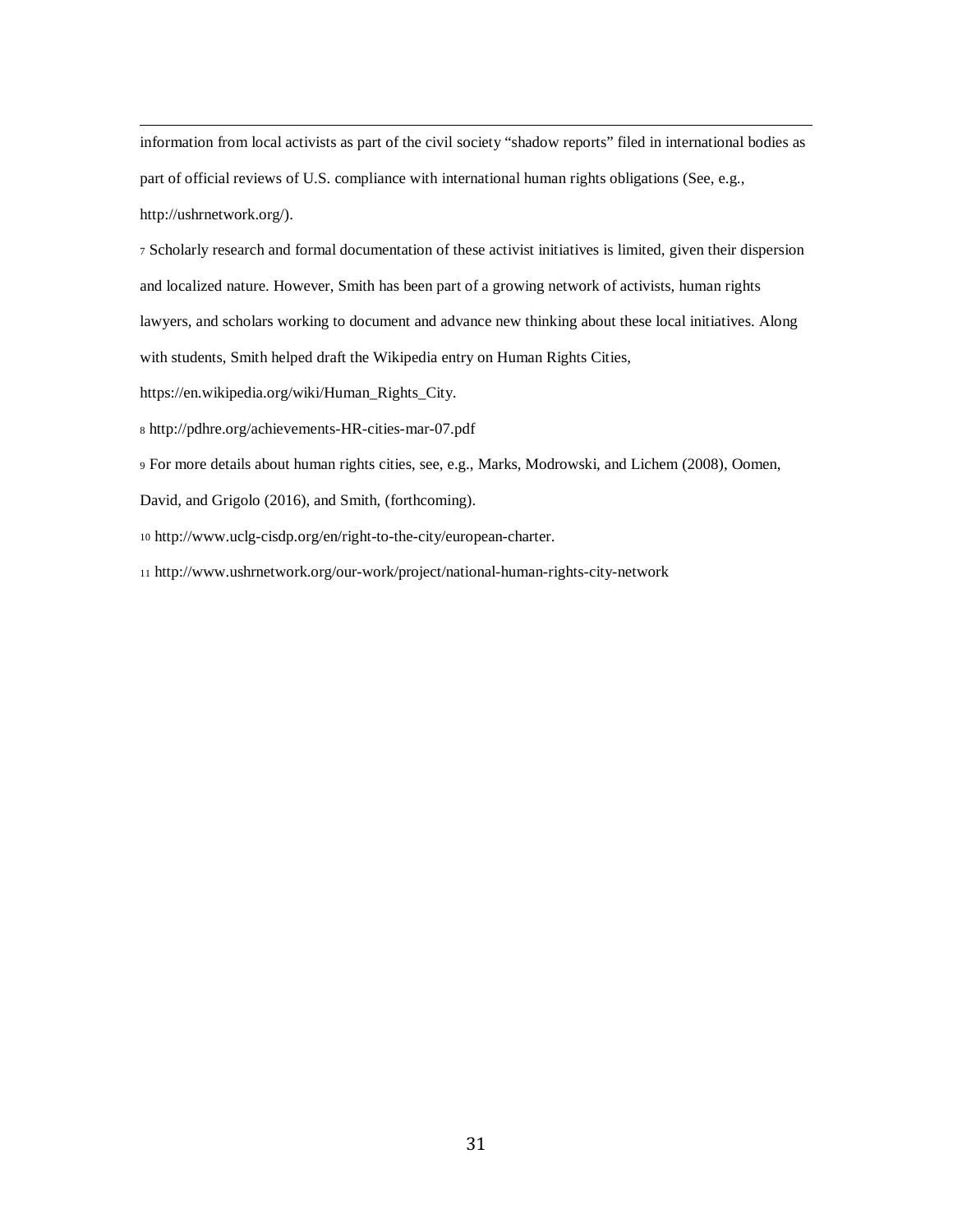information from local activists as part of the civil society "shadow reports" filed in international bodies as part of official reviews of U.S. compliance with international human rights obligations (See, e.g., http://ushrnetwork.org/).

[7] Scholarly research and formal documentation of these activist initiatives is limited, given their dispersion and localized nature. However, Smith has been part of a growing network of activists, human rights lawyers, and scholars working to document and advance new thinking about these local initiatives. Along with students, Smith helped draft the Wikipedia entry on Human Rights Cities, https://en.wikipedia.org/wiki/Human_Rights_City.

[8] http://pdhre.org/achievements-HR-cities-mar-07.pdf

[9] For more details about human rights cities, see, e.g., Marks, Modrowski, and Lichem (2008), Oomen, David, and Grigolo (2016), and Smith, (forthcoming).

[10] http://www.uclg-cisdp.org/en/right-to-the-city/european-charter.

[11] http://www.ushrnetwork.org/our-work/project/national-human-rights-city-network